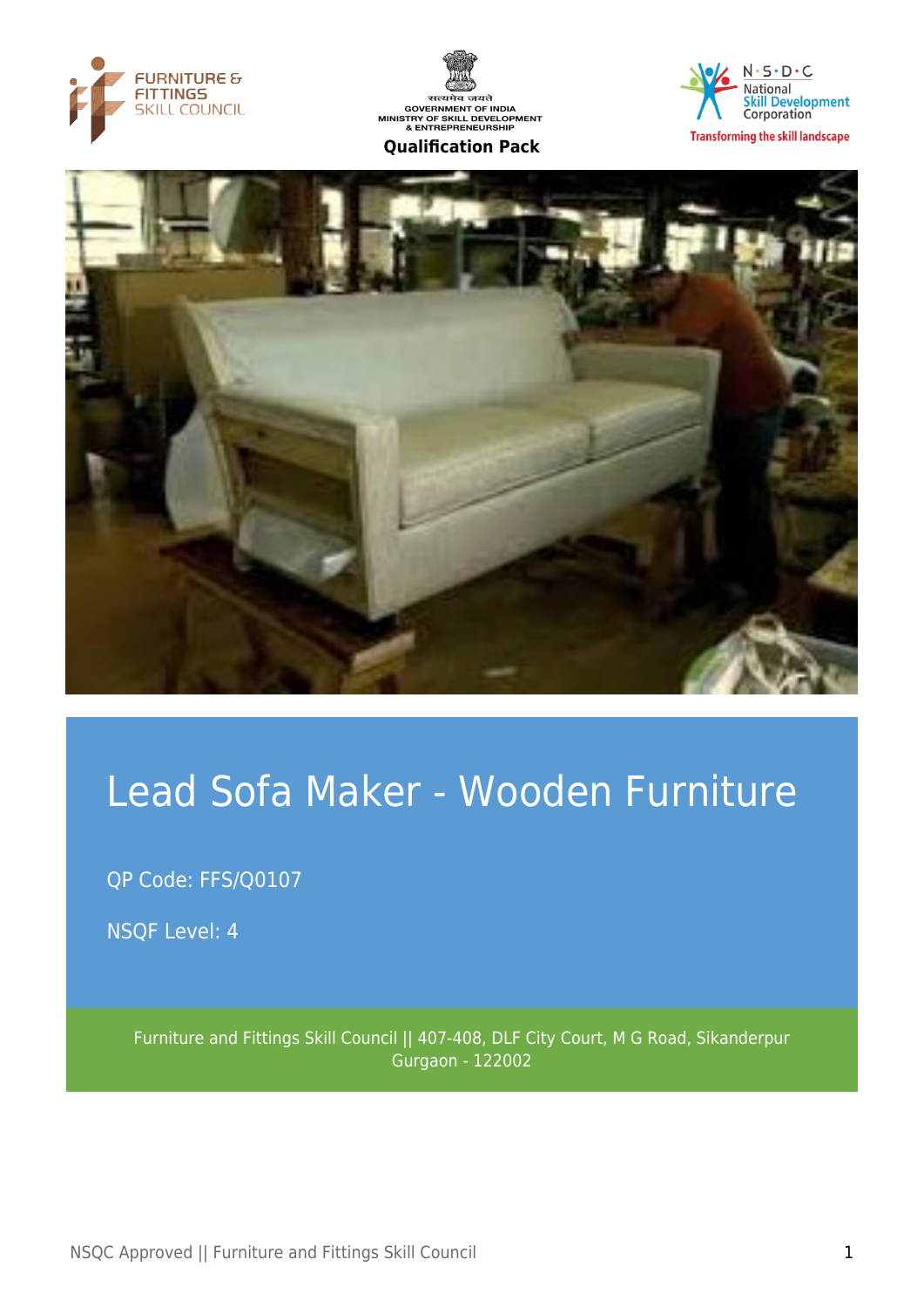FURNITURE & FITTINGS SKILL COUNCIL

सत्यमेव जयते
GOVERNMENT OF INDIA
MINISTRY OF SKILL DEVELOPMENT & ENTREPRENEURSHIP

**Qualification Pack**

N·S·D·C National Skill Development Corporation
Transforming the skill landscape

# Lead Sofa Maker - Wooden Furniture

QP Code: FFS/Q0107

NSQF Level: 4

Furniture and Fittings Skill Council || 407-408, DLF City Court, M G Road, Sikanderpur Gurgaon - 122002

NSQC Approved || Furniture and Fittings Skill Council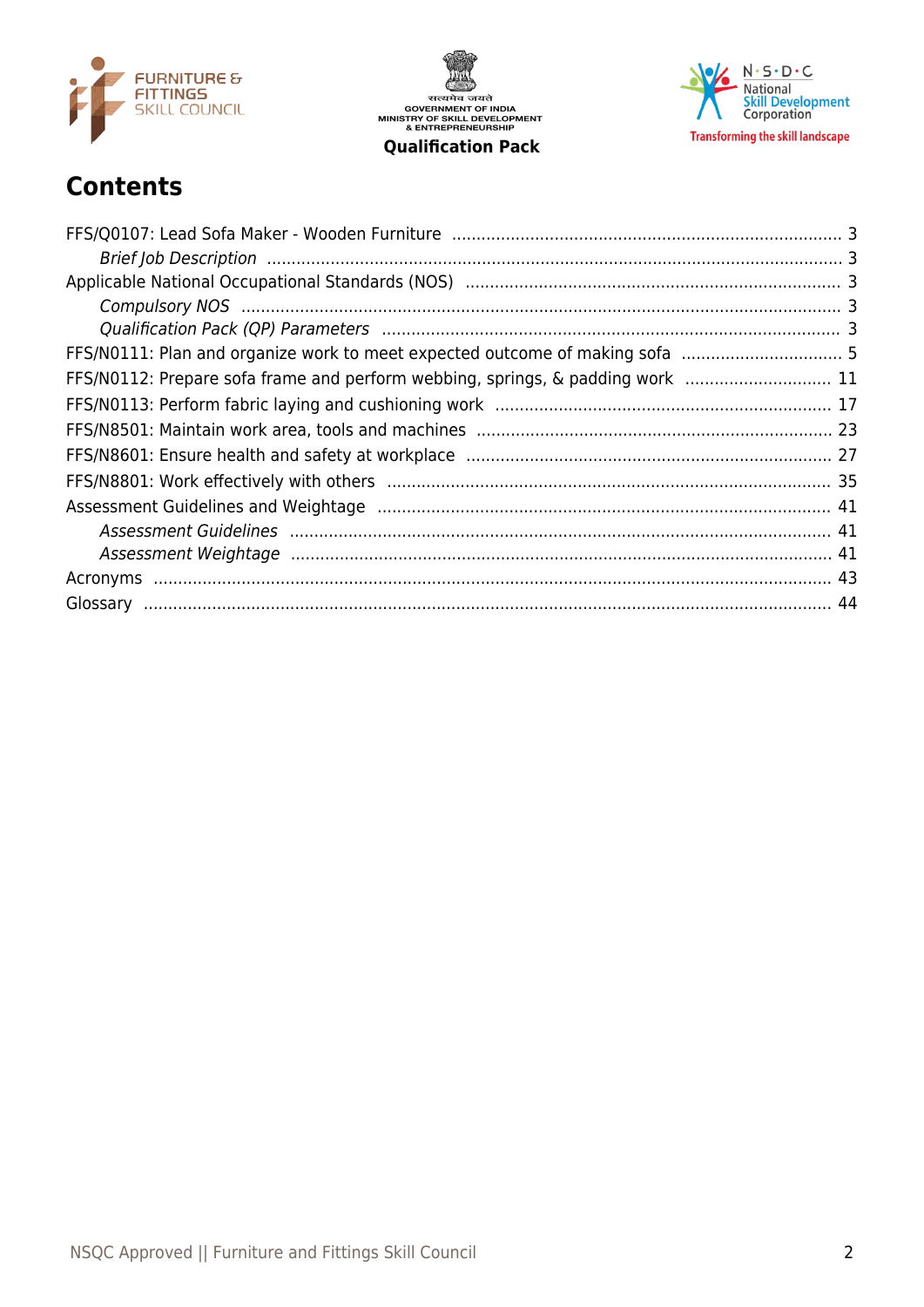## Contents

FFS/Q0107: Lead Sofa Maker - Wooden Furniture ..... 3

*Brief Job Description* ..... 3

Applicable National Occupational Standards (NOS) ..... 3

*Compulsory NOS* ..... 3

*Qualification Pack (QP) Parameters* ..... 3

FFS/N0111: Plan and organize work to meet expected outcome of making sofa ..... 5

FFS/N0112: Prepare sofa frame and perform webbing, springs, & padding work ..... 11

FFS/N0113: Perform fabric laying and cushioning work ..... 17

FFS/N8501: Maintain work area, tools and machines ..... 23

FFS/N8601: Ensure health and safety at workplace ..... 27

FFS/N8801: Work effectively with others ..... 35

Assessment Guidelines and Weightage ..... 41

*Assessment Guidelines* ..... 41

*Assessment Weightage* ..... 41

Acronyms ..... 43

Glossary ..... 44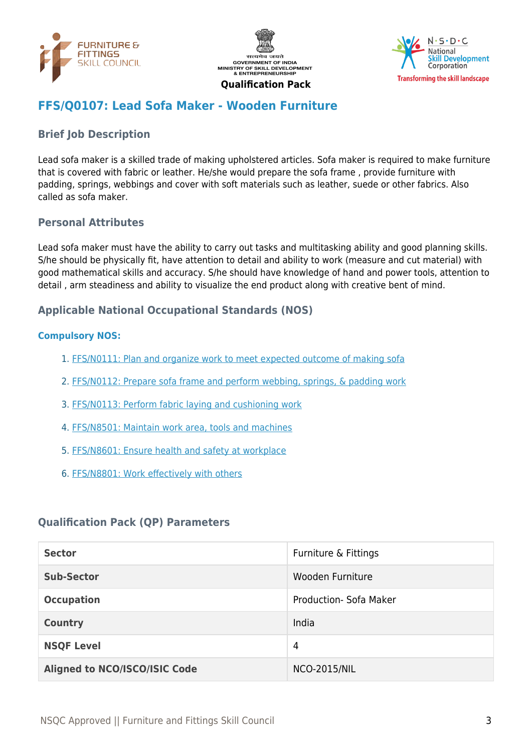# FFS/Q0107: Lead Sofa Maker - Wooden Furniture

## Brief Job Description

Lead sofa maker is a skilled trade of making upholstered articles. Sofa maker is required to make furniture that is covered with fabric or leather. He/she would prepare the sofa frame , provide furniture with padding, springs, webbings and cover with soft materials such as leather, suede or other fabrics. Also called as sofa maker.

## Personal Attributes

Lead sofa maker must have the ability to carry out tasks and multitasking ability and good planning skills. S/he should be physically fit, have attention to detail and ability to work (measure and cut material) with good mathematical skills and accuracy. S/he should have knowledge of hand and power tools, attention to detail , arm steadiness and ability to visualize the end product along with creative bent of mind.

## Applicable National Occupational Standards (NOS)

### Compulsory NOS:

1. FFS/N0111: Plan and organize work to meet expected outcome of making sofa
2. FFS/N0112: Prepare sofa frame and perform webbing, springs, & padding work
3. FFS/N0113: Perform fabric laying and cushioning work
4. FFS/N8501: Maintain work area, tools and machines
5. FFS/N8601: Ensure health and safety at workplace
6. FFS/N8801: Work effectively with others

## Qualification Pack (QP) Parameters

| | |
|---|---|
| **Sector** | Furniture & Fittings |
| **Sub-Sector** | Wooden Furniture |
| **Occupation** | Production- Sofa Maker |
| **Country** | India |
| **NSQF Level** | 4 |
| **Aligned to NCO/ISCO/ISIC Code** | NCO-2015/NIL |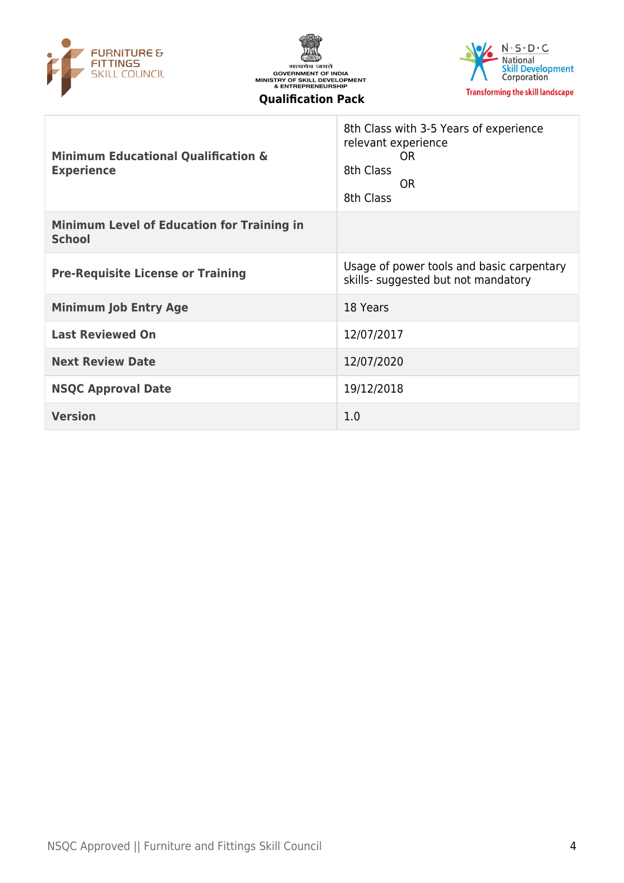| | |
|---|---|
| **Minimum Educational Qualification & Experience** | 8th Class with 3-5 Years of experience relevant experience<br>OR<br>8th Class<br>OR<br>8th Class |
| **Minimum Level of Education for Training in School** | |
| **Pre-Requisite License or Training** | Usage of power tools and basic carpentary skills- suggested but not mandatory |
| **Minimum Job Entry Age** | 18 Years |
| **Last Reviewed On** | 12/07/2017 |
| **Next Review Date** | 12/07/2020 |
| **NSQC Approval Date** | 19/12/2018 |
| **Version** | 1.0 |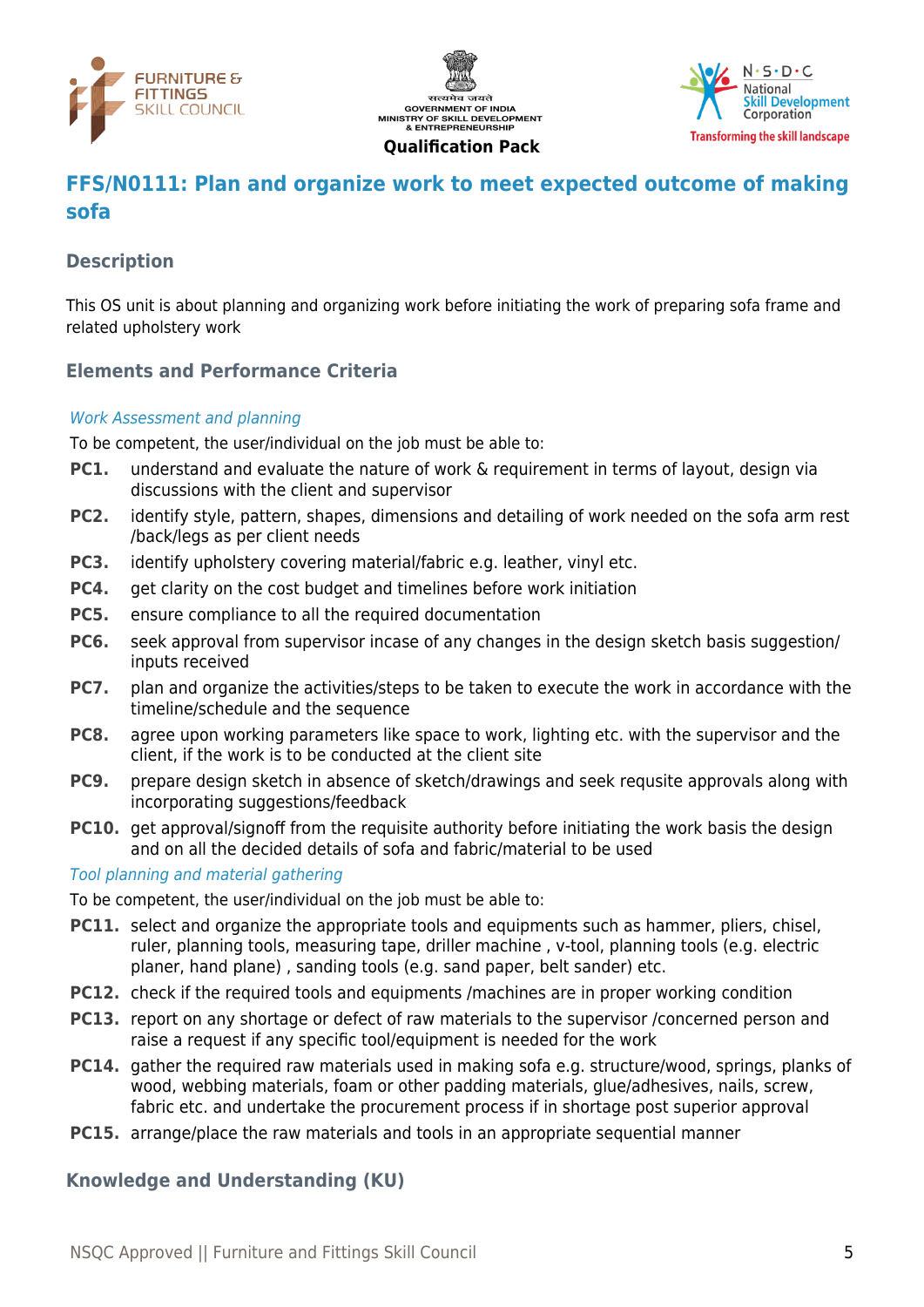## FFS/N0111: Plan and organize work to meet expected outcome of making sofa

### Description

This OS unit is about planning and organizing work before initiating the work of preparing sofa frame and related upholstery work

### Elements and Performance Criteria

*Work Assessment and planning*

To be competent, the user/individual on the job must be able to:

- **PC1.** understand and evaluate the nature of work & requirement in terms of layout, design via discussions with the client and supervisor
- **PC2.** identify style, pattern, shapes, dimensions and detailing of work needed on the sofa arm rest /back/legs as per client needs
- **PC3.** identify upholstery covering material/fabric e.g. leather, vinyl etc.
- **PC4.** get clarity on the cost budget and timelines before work initiation
- **PC5.** ensure compliance to all the required documentation
- **PC6.** seek approval from supervisor incase of any changes in the design sketch basis suggestion/ inputs received
- **PC7.** plan and organize the activities/steps to be taken to execute the work in accordance with the timeline/schedule and the sequence
- **PC8.** agree upon working parameters like space to work, lighting etc. with the supervisor and the client, if the work is to be conducted at the client site
- **PC9.** prepare design sketch in absence of sketch/drawings and seek requsite approvals along with incorporating suggestions/feedback
- **PC10.** get approval/signoff from the requisite authority before initiating the work basis the design and on all the decided details of sofa and fabric/material to be used

*Tool planning and material gathering*

To be competent, the user/individual on the job must be able to:

- **PC11.** select and organize the appropriate tools and equipments such as hammer, pliers, chisel, ruler, planning tools, measuring tape, driller machine , v-tool, planning tools (e.g. electric planer, hand plane) , sanding tools (e.g. sand paper, belt sander) etc.
- **PC12.** check if the required tools and equipments /machines are in proper working condition
- **PC13.** report on any shortage or defect of raw materials to the supervisor /concerned person and raise a request if any specific tool/equipment is needed for the work
- **PC14.** gather the required raw materials used in making sofa e.g. structure/wood, springs, planks of wood, webbing materials, foam or other padding materials, glue/adhesives, nails, screw, fabric etc. and undertake the procurement process if in shortage post superior approval
- **PC15.** arrange/place the raw materials and tools in an appropriate sequential manner

### Knowledge and Understanding (KU)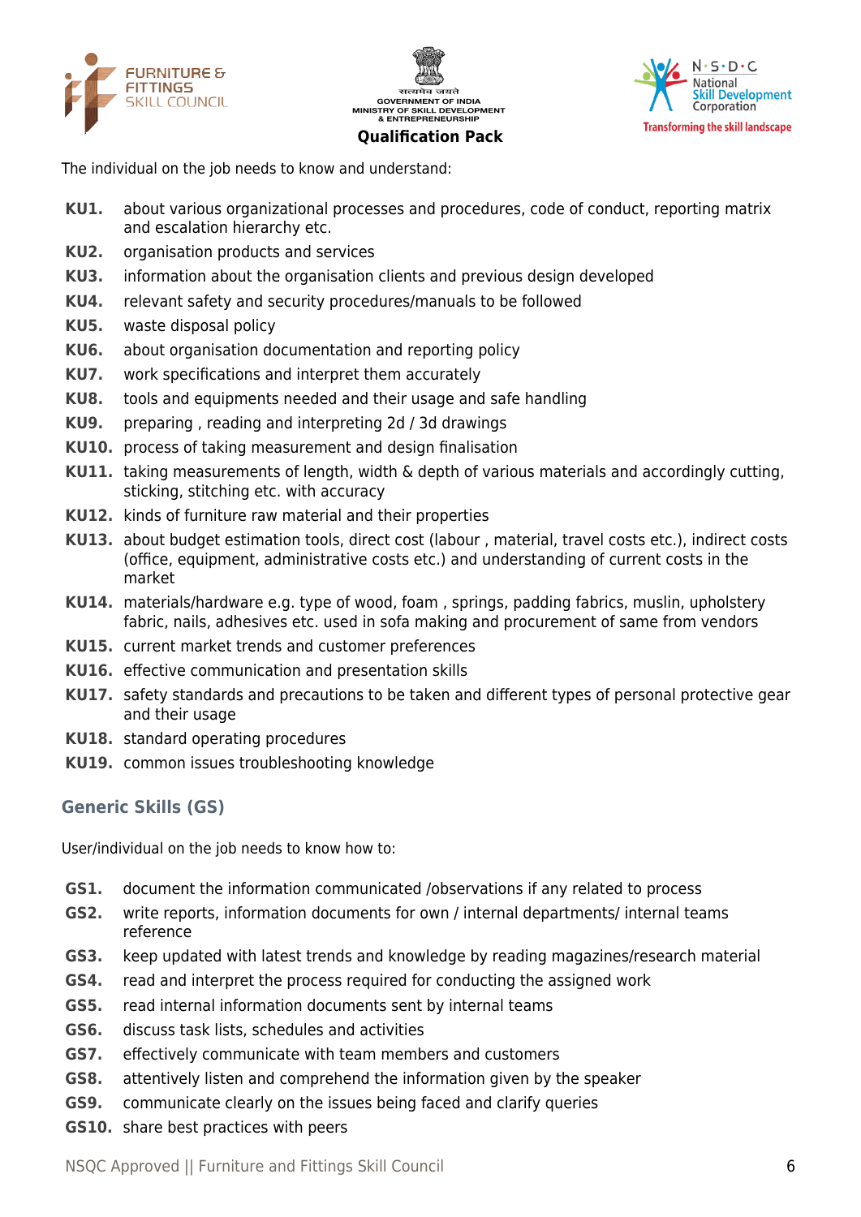The individual on the job needs to know and understand:

**KU1.** about various organizational processes and procedures, code of conduct, reporting matrix and escalation hierarchy etc.

**KU2.** organisation products and services

**KU3.** information about the organisation clients and previous design developed

**KU4.** relevant safety and security procedures/manuals to be followed

**KU5.** waste disposal policy

**KU6.** about organisation documentation and reporting policy

**KU7.** work specifications and interpret them accurately

**KU8.** tools and equipments needed and their usage and safe handling

**KU9.** preparing , reading and interpreting 2d / 3d drawings

**KU10.** process of taking measurement and design finalisation

**KU11.** taking measurements of length, width & depth of various materials and accordingly cutting, sticking, stitching etc. with accuracy

**KU12.** kinds of furniture raw material and their properties

**KU13.** about budget estimation tools, direct cost (labour , material, travel costs etc.), indirect costs (office, equipment, administrative costs etc.) and understanding of current costs in the market

**KU14.** materials/hardware e.g. type of wood, foam , springs, padding fabrics, muslin, upholstery fabric, nails, adhesives etc. used in sofa making and procurement of same from vendors

**KU15.** current market trends and customer preferences

**KU16.** effective communication and presentation skills

**KU17.** safety standards and precautions to be taken and different types of personal protective gear and their usage

**KU18.** standard operating procedures

**KU19.** common issues troubleshooting knowledge

## Generic Skills (GS)

User/individual on the job needs to know how to:

**GS1.** document the information communicated /observations if any related to process

**GS2.** write reports, information documents for own / internal departments/ internal teams reference

**GS3.** keep updated with latest trends and knowledge by reading magazines/research material

**GS4.** read and interpret the process required for conducting the assigned work

**GS5.** read internal information documents sent by internal teams

**GS6.** discuss task lists, schedules and activities

**GS7.** effectively communicate with team members and customers

**GS8.** attentively listen and comprehend the information given by the speaker

**GS9.** communicate clearly on the issues being faced and clarify queries

**GS10.** share best practices with peers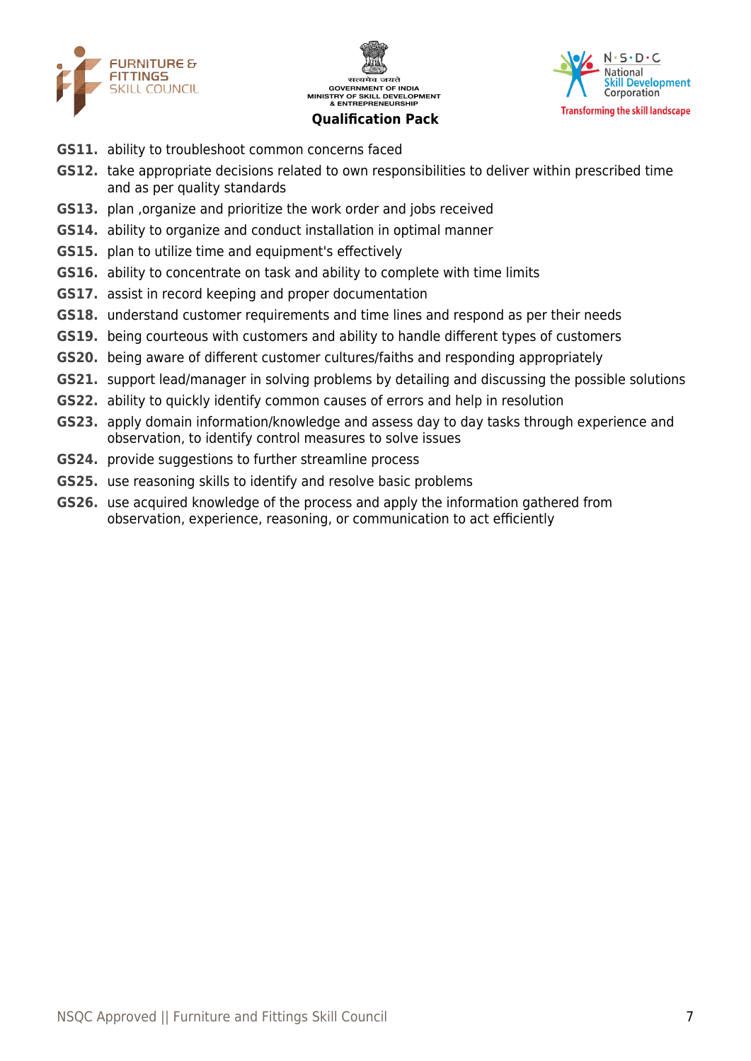**GS11.** ability to troubleshoot common concerns faced

**GS12.** take appropriate decisions related to own responsibilities to deliver within prescribed time and as per quality standards

**GS13.** plan ,organize and prioritize the work order and jobs received

**GS14.** ability to organize and conduct installation in optimal manner

**GS15.** plan to utilize time and equipment's effectively

**GS16.** ability to concentrate on task and ability to complete with time limits

**GS17.** assist in record keeping and proper documentation

**GS18.** understand customer requirements and time lines and respond as per their needs

**GS19.** being courteous with customers and ability to handle different types of customers

**GS20.** being aware of different customer cultures/faiths and responding appropriately

**GS21.** support lead/manager in solving problems by detailing and discussing the possible solutions

**GS22.** ability to quickly identify common causes of errors and help in resolution

**GS23.** apply domain information/knowledge and assess day to day tasks through experience and observation, to identify control measures to solve issues

**GS24.** provide suggestions to further streamline process

**GS25.** use reasoning skills to identify and resolve basic problems

**GS26.** use acquired knowledge of the process and apply the information gathered from observation, experience, reasoning, or communication to act efficiently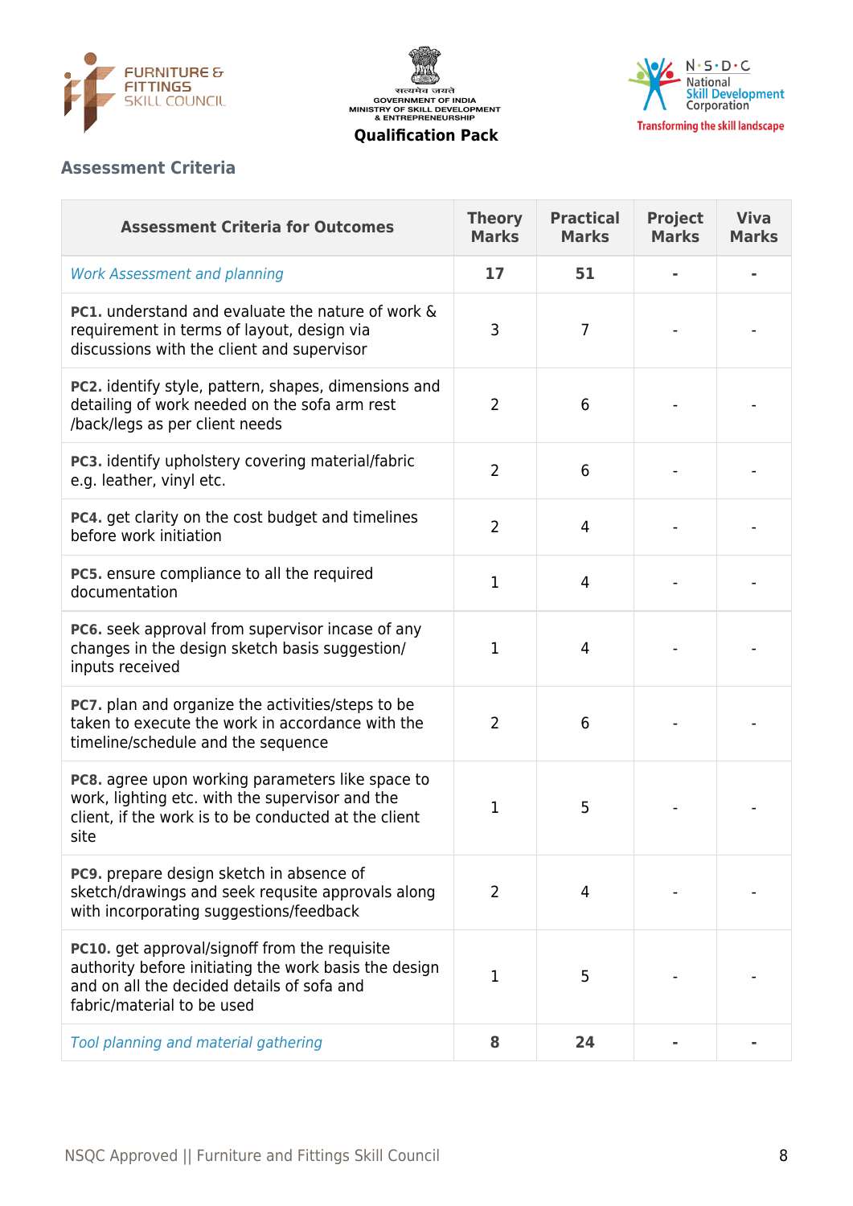## Assessment Criteria

| Assessment Criteria for Outcomes | Theory Marks | Practical Marks | Project Marks | Viva Marks |
|---|---|---|---|---|
| *Work Assessment and planning* | **17** | **51** | **-** | **-** |
| **PC1.** understand and evaluate the nature of work & requirement in terms of layout, design via discussions with the client and supervisor | 3 | 7 | - | - |
| **PC2.** identify style, pattern, shapes, dimensions and detailing of work needed on the sofa arm rest /back/legs as per client needs | 2 | 6 | - | - |
| **PC3.** identify upholstery covering material/fabric e.g. leather, vinyl etc. | 2 | 6 | - | - |
| **PC4.** get clarity on the cost budget and timelines before work initiation | 2 | 4 | - | - |
| **PC5.** ensure compliance to all the required documentation | 1 | 4 | - | - |
| **PC6.** seek approval from supervisor incase of any changes in the design sketch basis suggestion/ inputs received | 1 | 4 | - | - |
| **PC7.** plan and organize the activities/steps to be taken to execute the work in accordance with the timeline/schedule and the sequence | 2 | 6 | - | - |
| **PC8.** agree upon working parameters like space to work, lighting etc. with the supervisor and the client, if the work is to be conducted at the client site | 1 | 5 | - | - |
| **PC9.** prepare design sketch in absence of sketch/drawings and seek requsite approvals along with incorporating suggestions/feedback | 2 | 4 | - | - |
| **PC10.** get approval/signoff from the requisite authority before initiating the work basis the design and on all the decided details of sofa and fabric/material to be used | 1 | 5 | - | - |
| *Tool planning and material gathering* | **8** | **24** | **-** | **-** |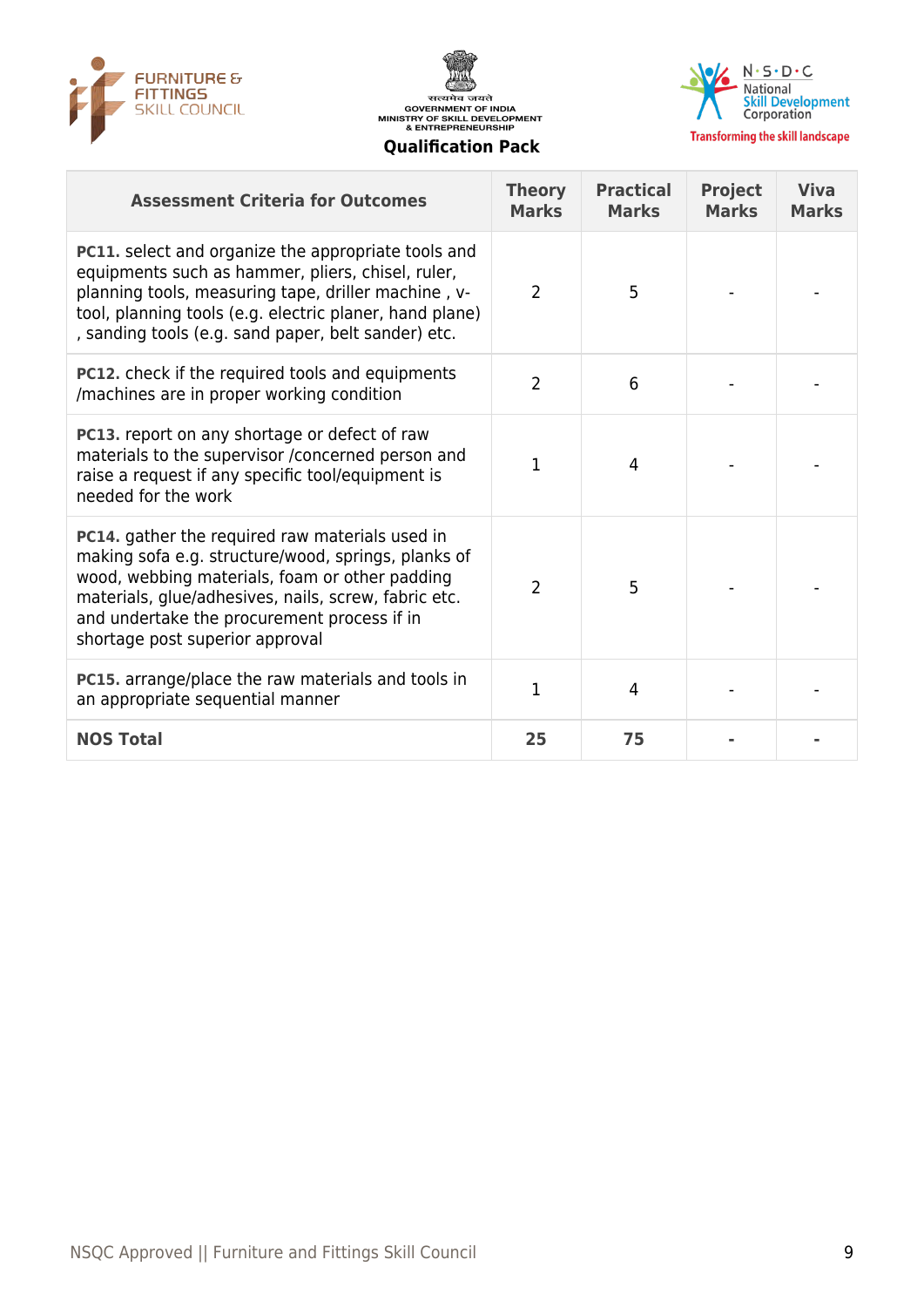| Assessment Criteria for Outcomes | Theory Marks | Practical Marks | Project Marks | Viva Marks |
|---|---|---|---|---|
| **PC11.** select and organize the appropriate tools and equipments such as hammer, pliers, chisel, ruler, planning tools, measuring tape, driller machine , v-tool, planning tools (e.g. electric planer, hand plane) , sanding tools (e.g. sand paper, belt sander) etc. | 2 | 5 | - | - |
| **PC12.** check if the required tools and equipments /machines are in proper working condition | 2 | 6 | - | - |
| **PC13.** report on any shortage or defect of raw materials to the supervisor /concerned person and raise a request if any specific tool/equipment is needed for the work | 1 | 4 | - | - |
| **PC14.** gather the required raw materials used in making sofa e.g. structure/wood, springs, planks of wood, webbing materials, foam or other padding materials, glue/adhesives, nails, screw, fabric etc. and undertake the procurement process if in shortage post superior approval | 2 | 5 | - | - |
| **PC15.** arrange/place the raw materials and tools in an appropriate sequential manner | 1 | 4 | - | - |
| **NOS Total** | **25** | **75** | **-** | **-** |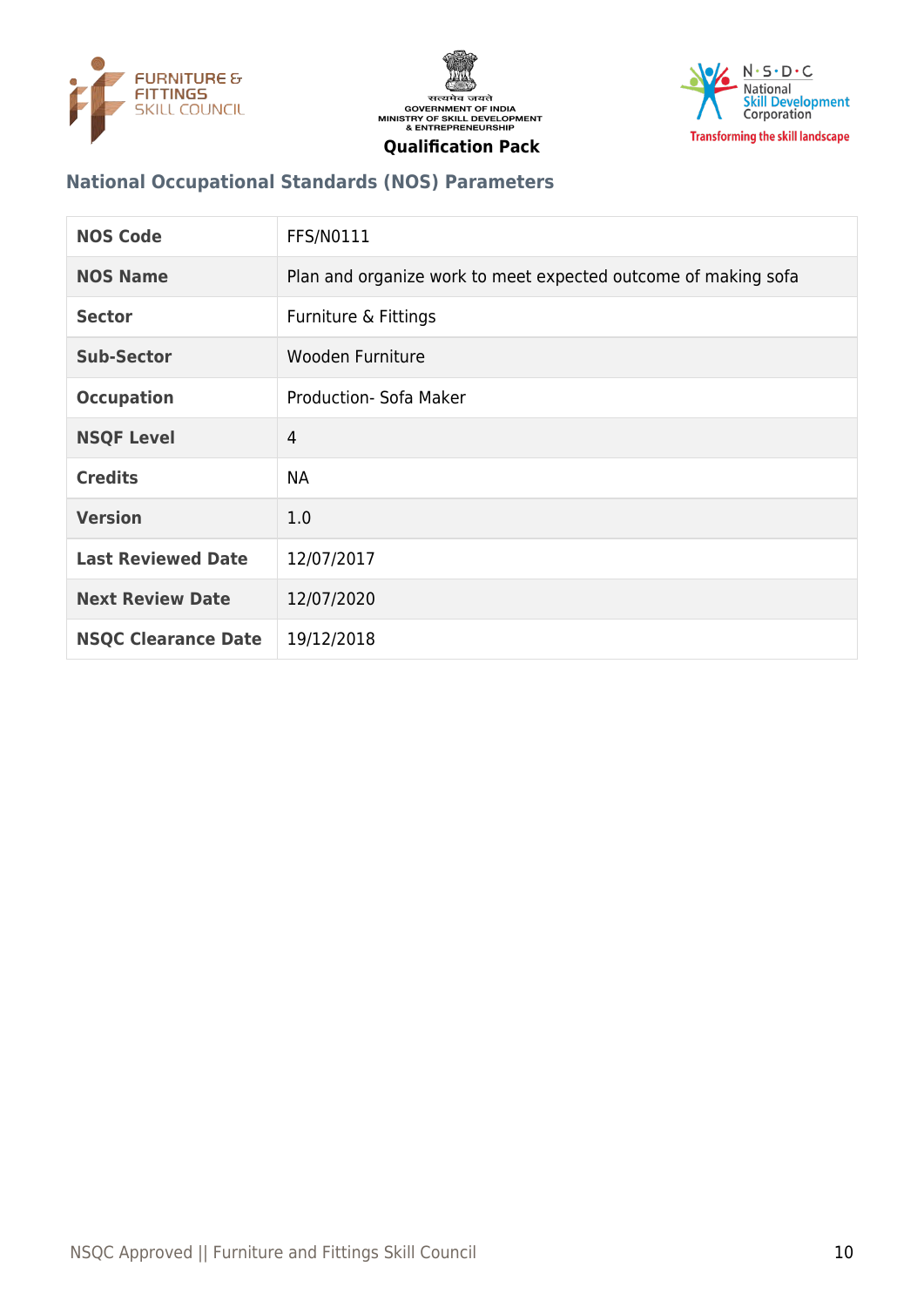## National Occupational Standards (NOS) Parameters

| NOS Code | FFS/N0111 |
|---|---|
| NOS Name | Plan and organize work to meet expected outcome of making sofa |
| Sector | Furniture & Fittings |
| Sub-Sector | Wooden Furniture |
| Occupation | Production- Sofa Maker |
| NSQF Level | 4 |
| Credits | NA |
| Version | 1.0 |
| Last Reviewed Date | 12/07/2017 |
| Next Review Date | 12/07/2020 |
| NSQC Clearance Date | 19/12/2018 |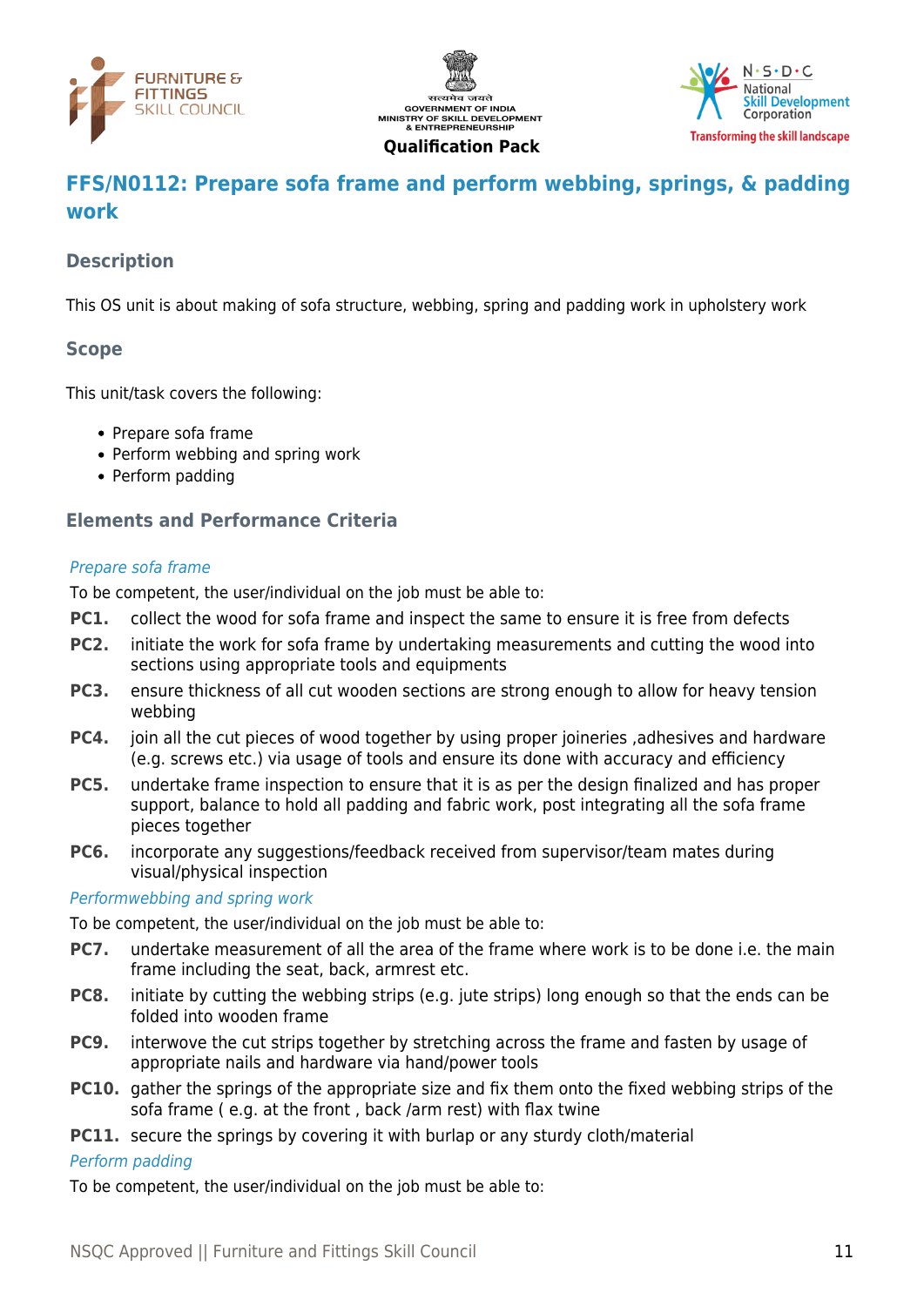## FFS/N0112: Prepare sofa frame and perform webbing, springs, & padding work

### Description

This OS unit is about making of sofa structure, webbing, spring and padding work in upholstery work

### Scope

This unit/task covers the following:

- Prepare sofa frame
- Perform webbing and spring work
- Perform padding

### Elements and Performance Criteria

*Prepare sofa frame*

To be competent, the user/individual on the job must be able to:

**PC1.** collect the wood for sofa frame and inspect the same to ensure it is free from defects

**PC2.** initiate the work for sofa frame by undertaking measurements and cutting the wood into sections using appropriate tools and equipments

**PC3.** ensure thickness of all cut wooden sections are strong enough to allow for heavy tension webbing

**PC4.** join all the cut pieces of wood together by using proper joineries ,adhesives and hardware (e.g. screws etc.) via usage of tools and ensure its done with accuracy and efficiency

**PC5.** undertake frame inspection to ensure that it is as per the design finalized and has proper support, balance to hold all padding and fabric work, post integrating all the sofa frame pieces together

**PC6.** incorporate any suggestions/feedback received from supervisor/team mates during visual/physical inspection

*Performwebbing and spring work*

To be competent, the user/individual on the job must be able to:

**PC7.** undertake measurement of all the area of the frame where work is to be done i.e. the main frame including the seat, back, armrest etc.

**PC8.** initiate by cutting the webbing strips (e.g. jute strips) long enough so that the ends can be folded into wooden frame

**PC9.** interwove the cut strips together by stretching across the frame and fasten by usage of appropriate nails and hardware via hand/power tools

**PC10.** gather the springs of the appropriate size and fix them onto the fixed webbing strips of the sofa frame ( e.g. at the front , back /arm rest) with flax twine

**PC11.** secure the springs by covering it with burlap or any sturdy cloth/material

*Perform padding*

To be competent, the user/individual on the job must be able to: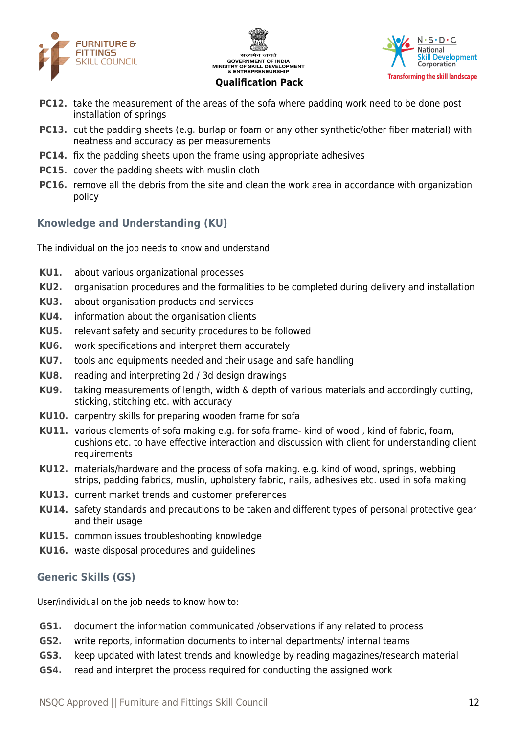**PC12.** take the measurement of the areas of the sofa where padding work need to be done post installation of springs

**PC13.** cut the padding sheets (e.g. burlap or foam or any other synthetic/other fiber material) with neatness and accuracy as per measurements

**PC14.** fix the padding sheets upon the frame using appropriate adhesives

**PC15.** cover the padding sheets with muslin cloth

**PC16.** remove all the debris from the site and clean the work area in accordance with organization policy

## Knowledge and Understanding (KU)

The individual on the job needs to know and understand:

**KU1.** about various organizational processes

**KU2.** organisation procedures and the formalities to be completed during delivery and installation

**KU3.** about organisation products and services

**KU4.** information about the organisation clients

**KU5.** relevant safety and security procedures to be followed

**KU6.** work specifications and interpret them accurately

**KU7.** tools and equipments needed and their usage and safe handling

**KU8.** reading and interpreting 2d / 3d design drawings

**KU9.** taking measurements of length, width & depth of various materials and accordingly cutting, sticking, stitching etc. with accuracy

**KU10.** carpentry skills for preparing wooden frame for sofa

**KU11.** various elements of sofa making e.g. for sofa frame- kind of wood , kind of fabric, foam, cushions etc. to have effective interaction and discussion with client for understanding client requirements

**KU12.** materials/hardware and the process of sofa making. e.g. kind of wood, springs, webbing strips, padding fabrics, muslin, upholstery fabric, nails, adhesives etc. used in sofa making

**KU13.** current market trends and customer preferences

**KU14.** safety standards and precautions to be taken and different types of personal protective gear and their usage

**KU15.** common issues troubleshooting knowledge

**KU16.** waste disposal procedures and guidelines

## Generic Skills (GS)

User/individual on the job needs to know how to:

**GS1.** document the information communicated /observations if any related to process

**GS2.** write reports, information documents to internal departments/ internal teams

**GS3.** keep updated with latest trends and knowledge by reading magazines/research material

**GS4.** read and interpret the process required for conducting the assigned work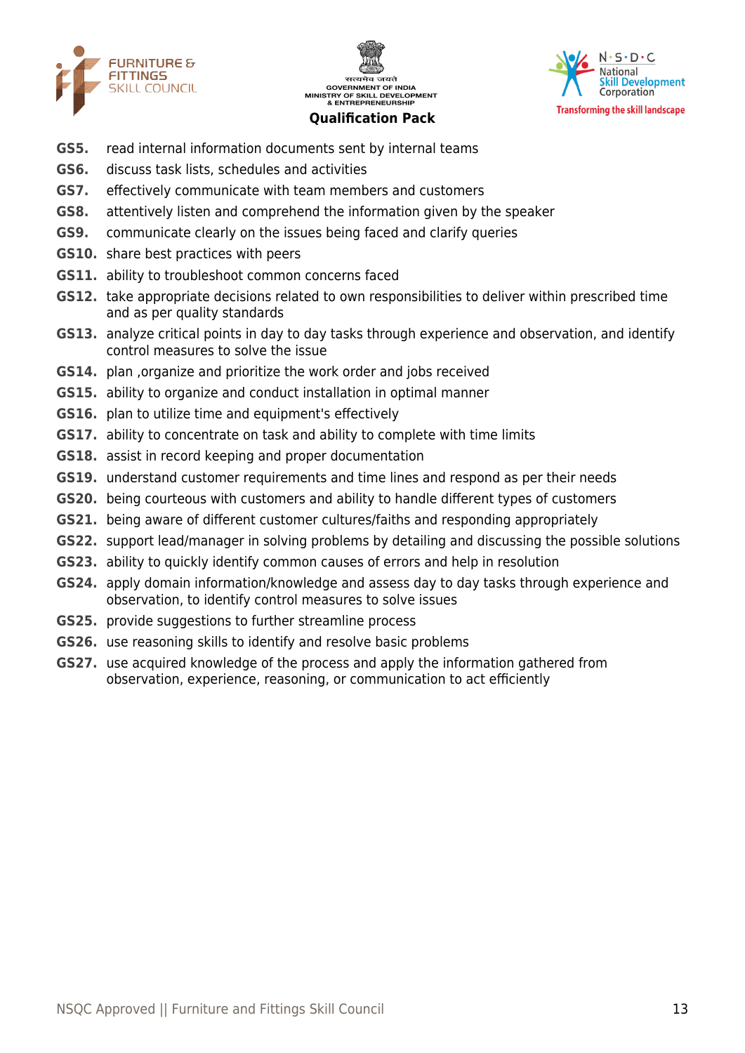**GS5.** read internal information documents sent by internal teams

**GS6.** discuss task lists, schedules and activities

**GS7.** effectively communicate with team members and customers

**GS8.** attentively listen and comprehend the information given by the speaker

**GS9.** communicate clearly on the issues being faced and clarify queries

**GS10.** share best practices with peers

**GS11.** ability to troubleshoot common concerns faced

**GS12.** take appropriate decisions related to own responsibilities to deliver within prescribed time and as per quality standards

**GS13.** analyze critical points in day to day tasks through experience and observation, and identify control measures to solve the issue

**GS14.** plan ,organize and prioritize the work order and jobs received

**GS15.** ability to organize and conduct installation in optimal manner

**GS16.** plan to utilize time and equipment's effectively

**GS17.** ability to concentrate on task and ability to complete with time limits

**GS18.** assist in record keeping and proper documentation

**GS19.** understand customer requirements and time lines and respond as per their needs

**GS20.** being courteous with customers and ability to handle different types of customers

**GS21.** being aware of different customer cultures/faiths and responding appropriately

**GS22.** support lead/manager in solving problems by detailing and discussing the possible solutions

**GS23.** ability to quickly identify common causes of errors and help in resolution

**GS24.** apply domain information/knowledge and assess day to day tasks through experience and observation, to identify control measures to solve issues

**GS25.** provide suggestions to further streamline process

**GS26.** use reasoning skills to identify and resolve basic problems

**GS27.** use acquired knowledge of the process and apply the information gathered from observation, experience, reasoning, or communication to act efficiently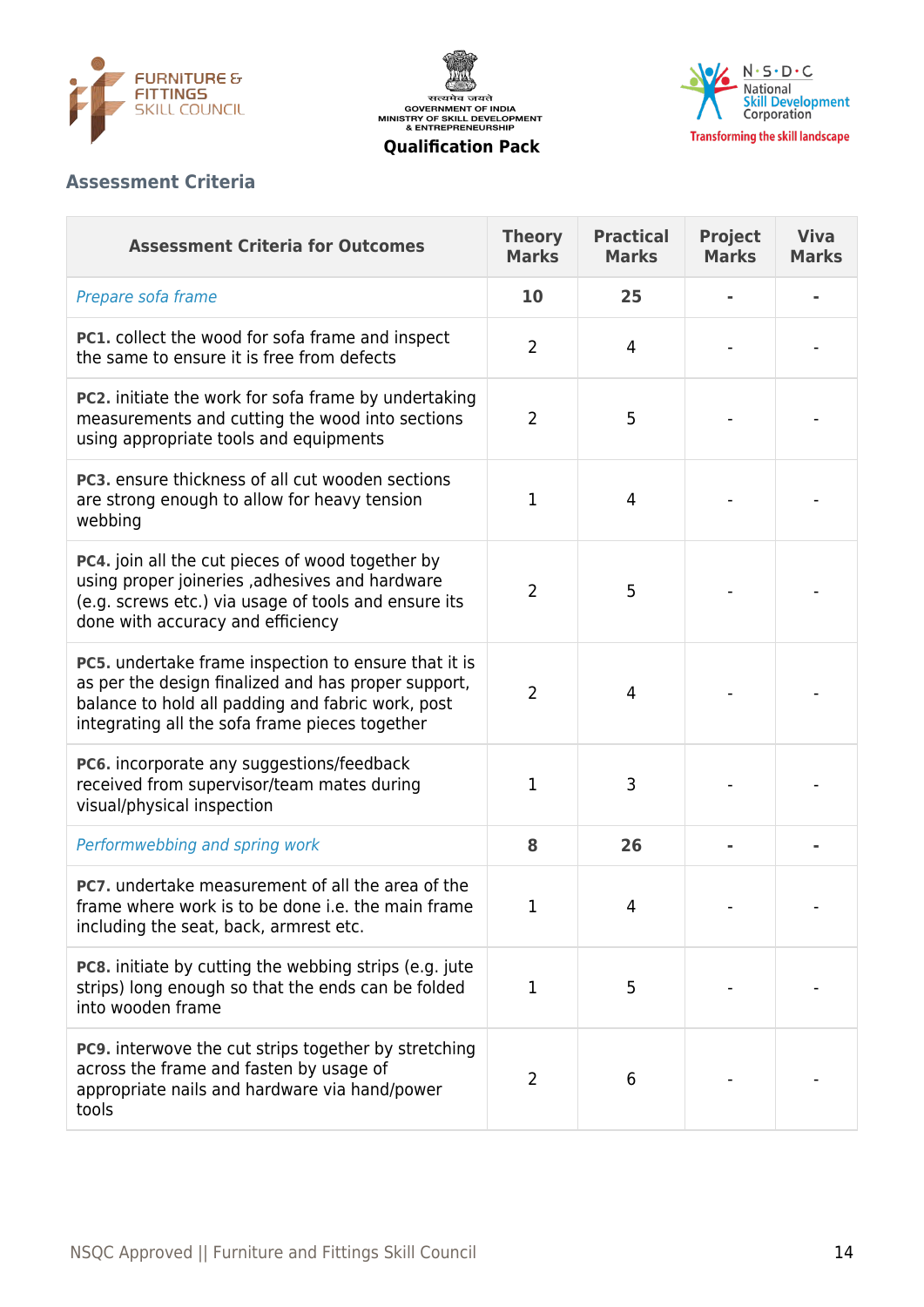## Assessment Criteria

| Assessment Criteria for Outcomes | Theory Marks | Practical Marks | Project Marks | Viva Marks |
|---|---|---|---|---|
| *Prepare sofa frame* | **10** | **25** | **-** | **-** |
| **PC1.** collect the wood for sofa frame and inspect the same to ensure it is free from defects | 2 | 4 | - | - |
| **PC2.** initiate the work for sofa frame by undertaking measurements and cutting the wood into sections using appropriate tools and equipments | 2 | 5 | - | - |
| **PC3.** ensure thickness of all cut wooden sections are strong enough to allow for heavy tension webbing | 1 | 4 | - | - |
| **PC4.** join all the cut pieces of wood together by using proper joineries ,adhesives and hardware (e.g. screws etc.) via usage of tools and ensure its done with accuracy and efficiency | 2 | 5 | - | - |
| **PC5.** undertake frame inspection to ensure that it is as per the design finalized and has proper support, balance to hold all padding and fabric work, post integrating all the sofa frame pieces together | 2 | 4 | - | - |
| **PC6.** incorporate any suggestions/feedback received from supervisor/team mates during visual/physical inspection | 1 | 3 | - | - |
| *Performwebbing and spring work* | **8** | **26** | **-** | **-** |
| **PC7.** undertake measurement of all the area of the frame where work is to be done i.e. the main frame including the seat, back, armrest etc. | 1 | 4 | - | - |
| **PC8.** initiate by cutting the webbing strips (e.g. jute strips) long enough so that the ends can be folded into wooden frame | 1 | 5 | - | - |
| **PC9.** interwove the cut strips together by stretching across the frame and fasten by usage of appropriate nails and hardware via hand/power tools | 2 | 6 | - | - |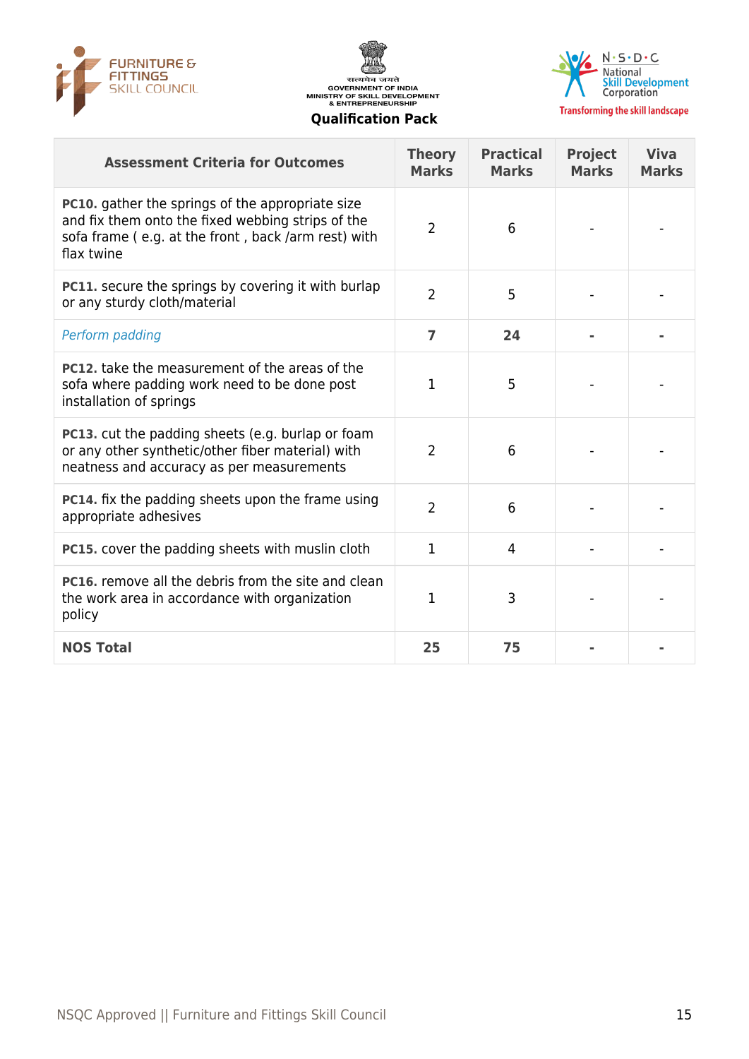| Assessment Criteria for Outcomes | Theory Marks | Practical Marks | Project Marks | Viva Marks |
|---|---|---|---|---|
| **PC10.** gather the springs of the appropriate size and fix them onto the fixed webbing strips of the sofa frame ( e.g. at the front , back /arm rest) with flax twine | 2 | 6 | - | - |
| **PC11.** secure the springs by covering it with burlap or any sturdy cloth/material | 2 | 5 | - | - |
| *Perform padding* | **7** | **24** | **-** | **-** |
| **PC12.** take the measurement of the areas of the sofa where padding work need to be done post installation of springs | 1 | 5 | - | - |
| **PC13.** cut the padding sheets (e.g. burlap or foam or any other synthetic/other fiber material) with neatness and accuracy as per measurements | 2 | 6 | - | - |
| **PC14.** fix the padding sheets upon the frame using appropriate adhesives | 2 | 6 | - | - |
| **PC15.** cover the padding sheets with muslin cloth | 1 | 4 | - | - |
| **PC16.** remove all the debris from the site and clean the work area in accordance with organization policy | 1 | 3 | - | - |
| **NOS Total** | **25** | **75** | **-** | **-** |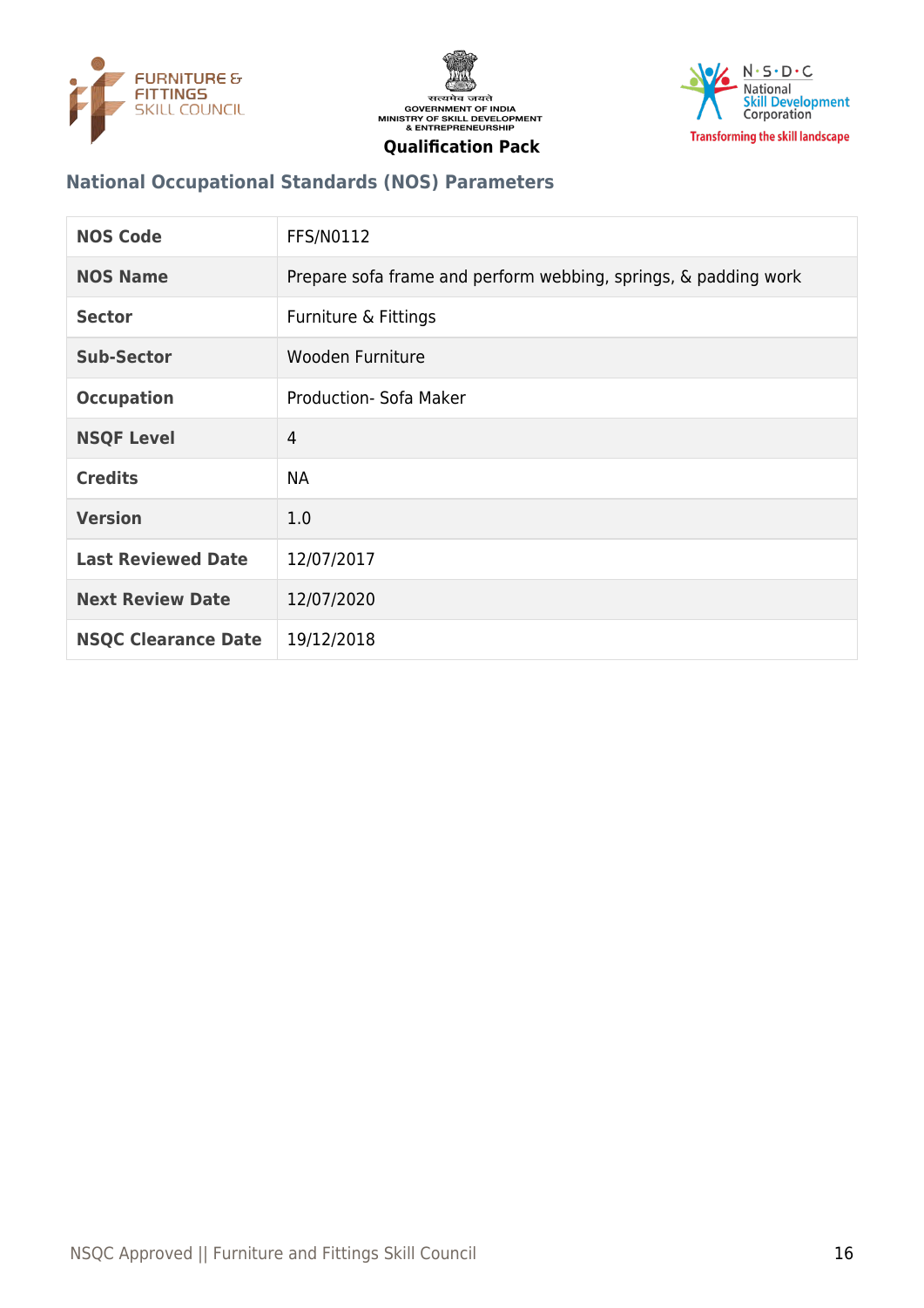## National Occupational Standards (NOS) Parameters

| NOS Code | FFS/N0112 |
|---|---|
| NOS Name | Prepare sofa frame and perform webbing, springs, & padding work |
| Sector | Furniture & Fittings |
| Sub-Sector | Wooden Furniture |
| Occupation | Production- Sofa Maker |
| NSQF Level | 4 |
| Credits | NA |
| Version | 1.0 |
| Last Reviewed Date | 12/07/2017 |
| Next Review Date | 12/07/2020 |
| NSQC Clearance Date | 19/12/2018 |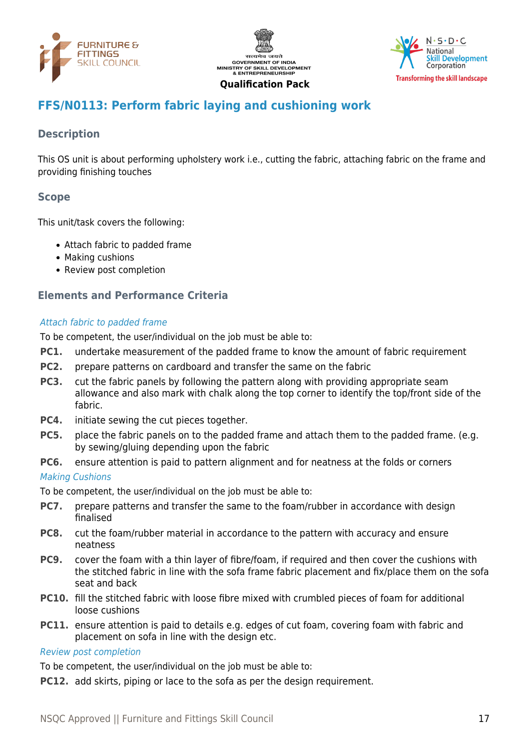## FFS/N0113: Perform fabric laying and cushioning work

### Description

This OS unit is about performing upholstery work i.e., cutting the fabric, attaching fabric on the frame and providing finishing touches

### Scope

This unit/task covers the following:

- Attach fabric to padded frame
- Making cushions
- Review post completion

### Elements and Performance Criteria

*Attach fabric to padded frame*

To be competent, the user/individual on the job must be able to:

**PC1.** undertake measurement of the padded frame to know the amount of fabric requirement

**PC2.** prepare patterns on cardboard and transfer the same on the fabric

**PC3.** cut the fabric panels by following the pattern along with providing appropriate seam allowance and also mark with chalk along the top corner to identify the top/front side of the fabric.

**PC4.** initiate sewing the cut pieces together.

**PC5.** place the fabric panels on to the padded frame and attach them to the padded frame. (e.g. by sewing/gluing depending upon the fabric

**PC6.** ensure attention is paid to pattern alignment and for neatness at the folds or corners

*Making Cushions*

To be competent, the user/individual on the job must be able to:

**PC7.** prepare patterns and transfer the same to the foam/rubber in accordance with design finalised

**PC8.** cut the foam/rubber material in accordance to the pattern with accuracy and ensure neatness

**PC9.** cover the foam with a thin layer of fibre/foam, if required and then cover the cushions with the stitched fabric in line with the sofa frame fabric placement and fix/place them on the sofa seat and back

**PC10.** fill the stitched fabric with loose fibre mixed with crumbled pieces of foam for additional loose cushions

**PC11.** ensure attention is paid to details e.g. edges of cut foam, covering foam with fabric and placement on sofa in line with the design etc.

*Review post completion*

To be competent, the user/individual on the job must be able to:

**PC12.** add skirts, piping or lace to the sofa as per the design requirement.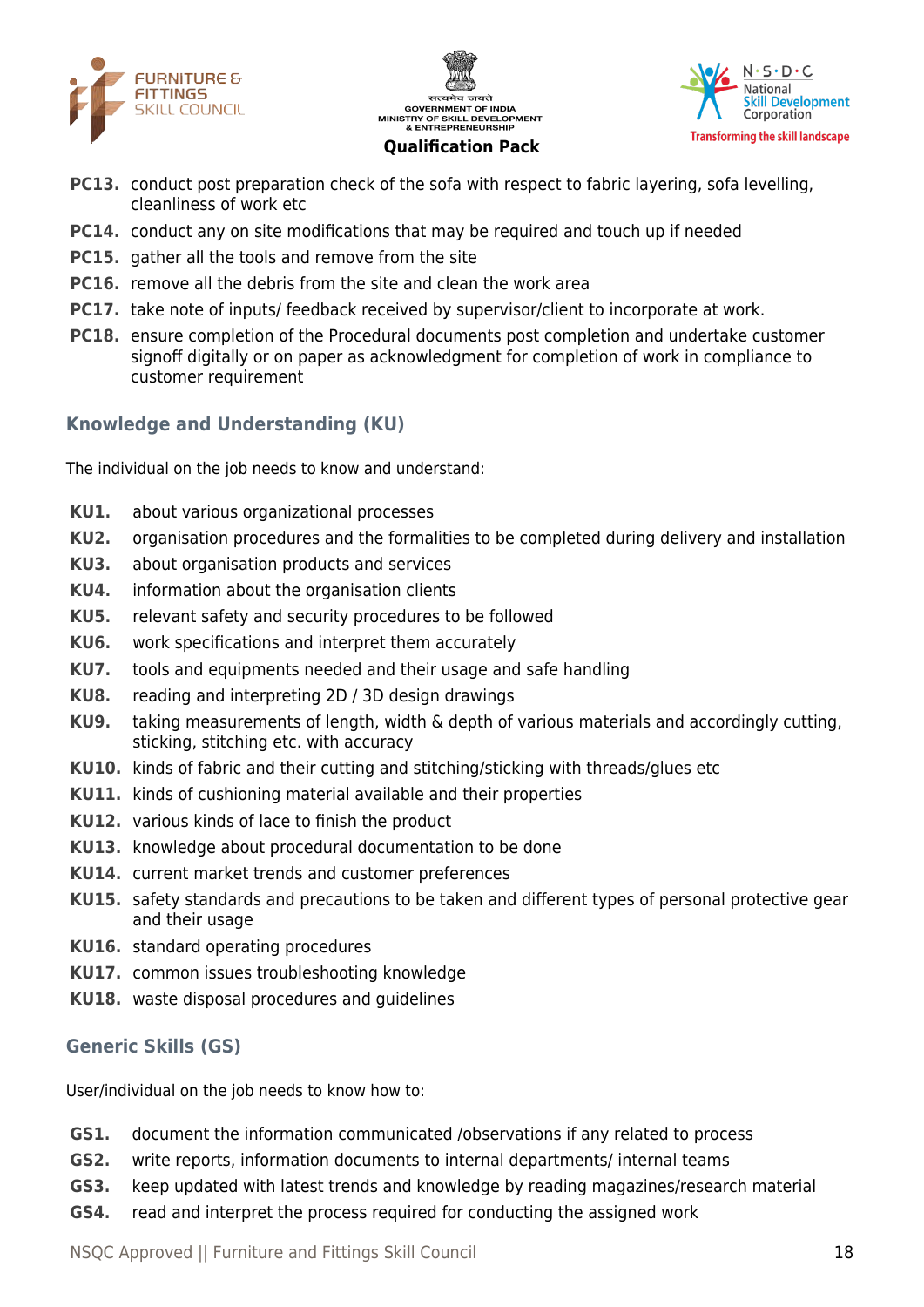**PC13.** conduct post preparation check of the sofa with respect to fabric layering, sofa levelling, cleanliness of work etc

**PC14.** conduct any on site modifications that may be required and touch up if needed

**PC15.** gather all the tools and remove from the site

**PC16.** remove all the debris from the site and clean the work area

**PC17.** take note of inputs/ feedback received by supervisor/client to incorporate at work.

**PC18.** ensure completion of the Procedural documents post completion and undertake customer signoff digitally or on paper as acknowledgment for completion of work in compliance to customer requirement

## Knowledge and Understanding (KU)

The individual on the job needs to know and understand:

**KU1.** about various organizational processes

**KU2.** organisation procedures and the formalities to be completed during delivery and installation

**KU3.** about organisation products and services

**KU4.** information about the organisation clients

**KU5.** relevant safety and security procedures to be followed

**KU6.** work specifications and interpret them accurately

**KU7.** tools and equipments needed and their usage and safe handling

**KU8.** reading and interpreting 2D / 3D design drawings

**KU9.** taking measurements of length, width & depth of various materials and accordingly cutting, sticking, stitching etc. with accuracy

**KU10.** kinds of fabric and their cutting and stitching/sticking with threads/glues etc

**KU11.** kinds of cushioning material available and their properties

**KU12.** various kinds of lace to finish the product

**KU13.** knowledge about procedural documentation to be done

**KU14.** current market trends and customer preferences

**KU15.** safety standards and precautions to be taken and different types of personal protective gear and their usage

**KU16.** standard operating procedures

**KU17.** common issues troubleshooting knowledge

**KU18.** waste disposal procedures and guidelines

## Generic Skills (GS)

User/individual on the job needs to know how to:

**GS1.** document the information communicated /observations if any related to process

**GS2.** write reports, information documents to internal departments/ internal teams

**GS3.** keep updated with latest trends and knowledge by reading magazines/research material

**GS4.** read and interpret the process required for conducting the assigned work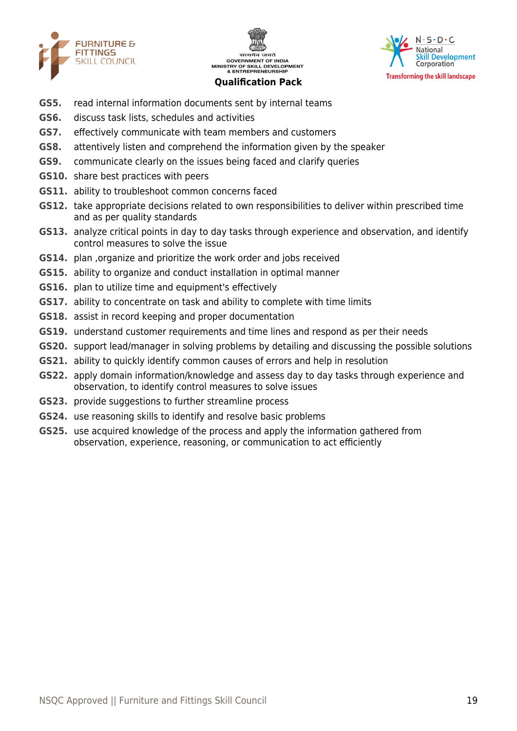**GS5.** read internal information documents sent by internal teams

**GS6.** discuss task lists, schedules and activities

**GS7.** effectively communicate with team members and customers

**GS8.** attentively listen and comprehend the information given by the speaker

**GS9.** communicate clearly on the issues being faced and clarify queries

**GS10.** share best practices with peers

**GS11.** ability to troubleshoot common concerns faced

**GS12.** take appropriate decisions related to own responsibilities to deliver within prescribed time and as per quality standards

**GS13.** analyze critical points in day to day tasks through experience and observation, and identify control measures to solve the issue

**GS14.** plan ,organize and prioritize the work order and jobs received

**GS15.** ability to organize and conduct installation in optimal manner

**GS16.** plan to utilize time and equipment's effectively

**GS17.** ability to concentrate on task and ability to complete with time limits

**GS18.** assist in record keeping and proper documentation

**GS19.** understand customer requirements and time lines and respond as per their needs

**GS20.** support lead/manager in solving problems by detailing and discussing the possible solutions

**GS21.** ability to quickly identify common causes of errors and help in resolution

**GS22.** apply domain information/knowledge and assess day to day tasks through experience and observation, to identify control measures to solve issues

**GS23.** provide suggestions to further streamline process

**GS24.** use reasoning skills to identify and resolve basic problems

**GS25.** use acquired knowledge of the process and apply the information gathered from observation, experience, reasoning, or communication to act efficiently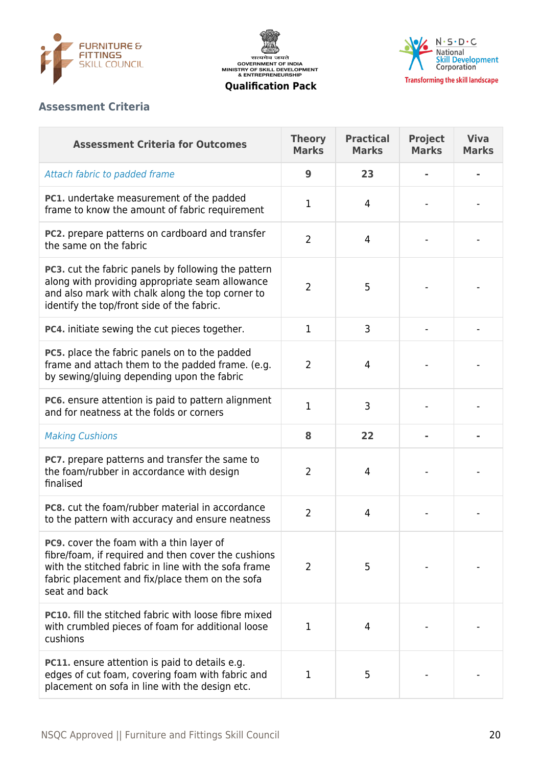## Assessment Criteria

| Assessment Criteria for Outcomes | Theory Marks | Practical Marks | Project Marks | Viva Marks |
|---|---|---|---|---|
| *Attach fabric to padded frame* | **9** | **23** | **-** | **-** |
| **PC1.** undertake measurement of the padded frame to know the amount of fabric requirement | 1 | 4 | - | - |
| **PC2.** prepare patterns on cardboard and transfer the same on the fabric | 2 | 4 | - | - |
| **PC3.** cut the fabric panels by following the pattern along with providing appropriate seam allowance and also mark with chalk along the top corner to identify the top/front side of the fabric. | 2 | 5 | - | - |
| **PC4.** initiate sewing the cut pieces together. | 1 | 3 | - | - |
| **PC5.** place the fabric panels on to the padded frame and attach them to the padded frame. (e.g. by sewing/gluing depending upon the fabric | 2 | 4 | - | - |
| **PC6.** ensure attention is paid to pattern alignment and for neatness at the folds or corners | 1 | 3 | - | - |
| *Making Cushions* | **8** | **22** | **-** | **-** |
| **PC7.** prepare patterns and transfer the same to the foam/rubber in accordance with design finalised | 2 | 4 | - | - |
| **PC8.** cut the foam/rubber material in accordance to the pattern with accuracy and ensure neatness | 2 | 4 | - | - |
| **PC9.** cover the foam with a thin layer of fibre/foam, if required and then cover the cushions with the stitched fabric in line with the sofa frame fabric placement and fix/place them on the sofa seat and back | 2 | 5 | - | - |
| **PC10.** fill the stitched fabric with loose fibre mixed with crumbled pieces of foam for additional loose cushions | 1 | 4 | - | - |
| **PC11.** ensure attention is paid to details e.g. edges of cut foam, covering foam with fabric and placement on sofa in line with the design etc. | 1 | 5 | - | - |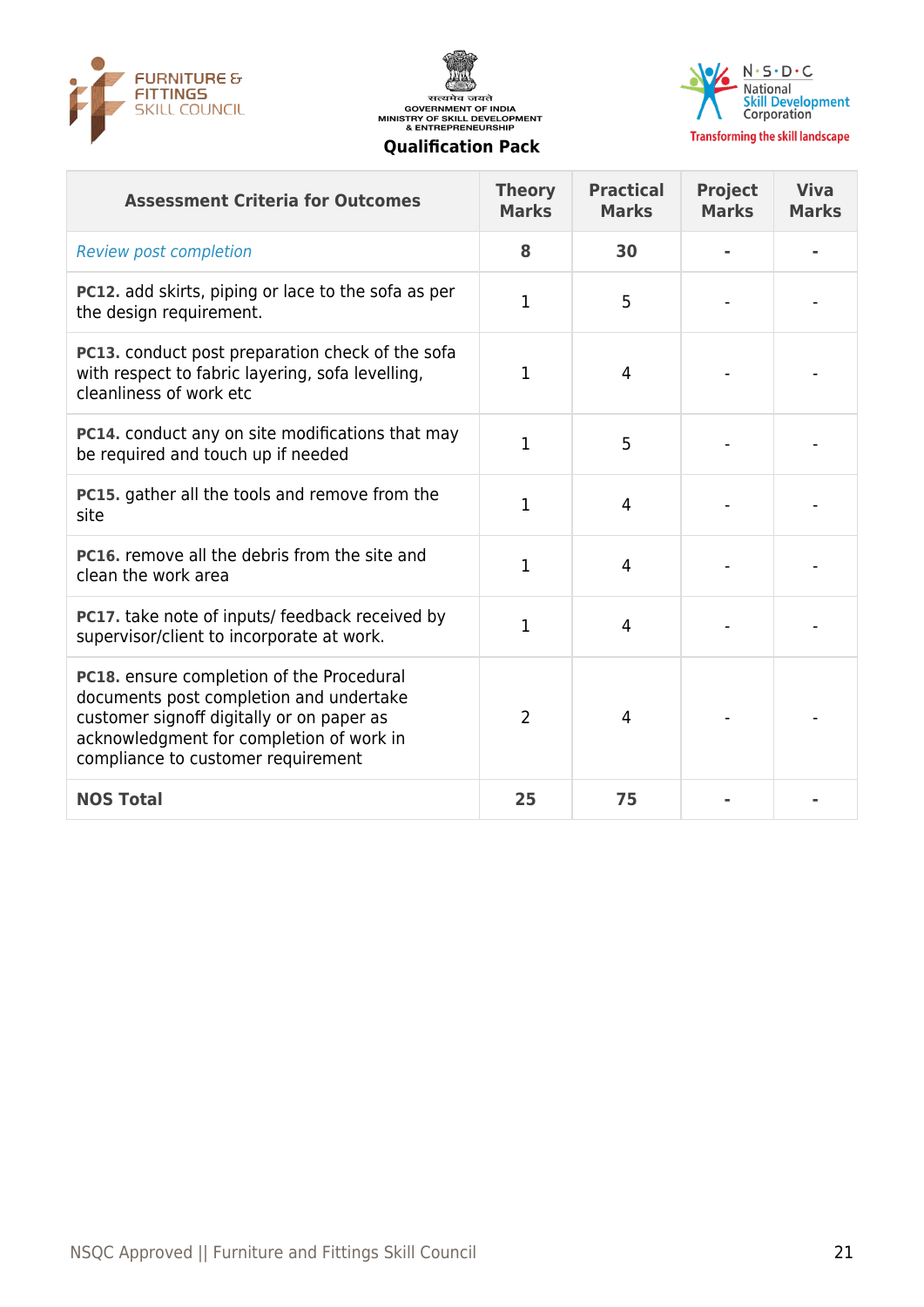| Assessment Criteria for Outcomes | Theory Marks | Practical Marks | Project Marks | Viva Marks |
|---|---|---|---|---|
| *Review post completion* | **8** | **30** | **-** | **-** |
| **PC12.** add skirts, piping or lace to the sofa as per the design requirement. | 1 | 5 | - | - |
| **PC13.** conduct post preparation check of the sofa with respect to fabric layering, sofa levelling, cleanliness of work etc | 1 | 4 | - | - |
| **PC14.** conduct any on site modifications that may be required and touch up if needed | 1 | 5 | - | - |
| **PC15.** gather all the tools and remove from the site | 1 | 4 | - | - |
| **PC16.** remove all the debris from the site and clean the work area | 1 | 4 | - | - |
| **PC17.** take note of inputs/ feedback received by supervisor/client to incorporate at work. | 1 | 4 | - | - |
| **PC18.** ensure completion of the Procedural documents post completion and undertake customer signoff digitally or on paper as acknowledgment for completion of work in compliance to customer requirement | 2 | 4 | - | - |
| **NOS Total** | **25** | **75** | **-** | **-** |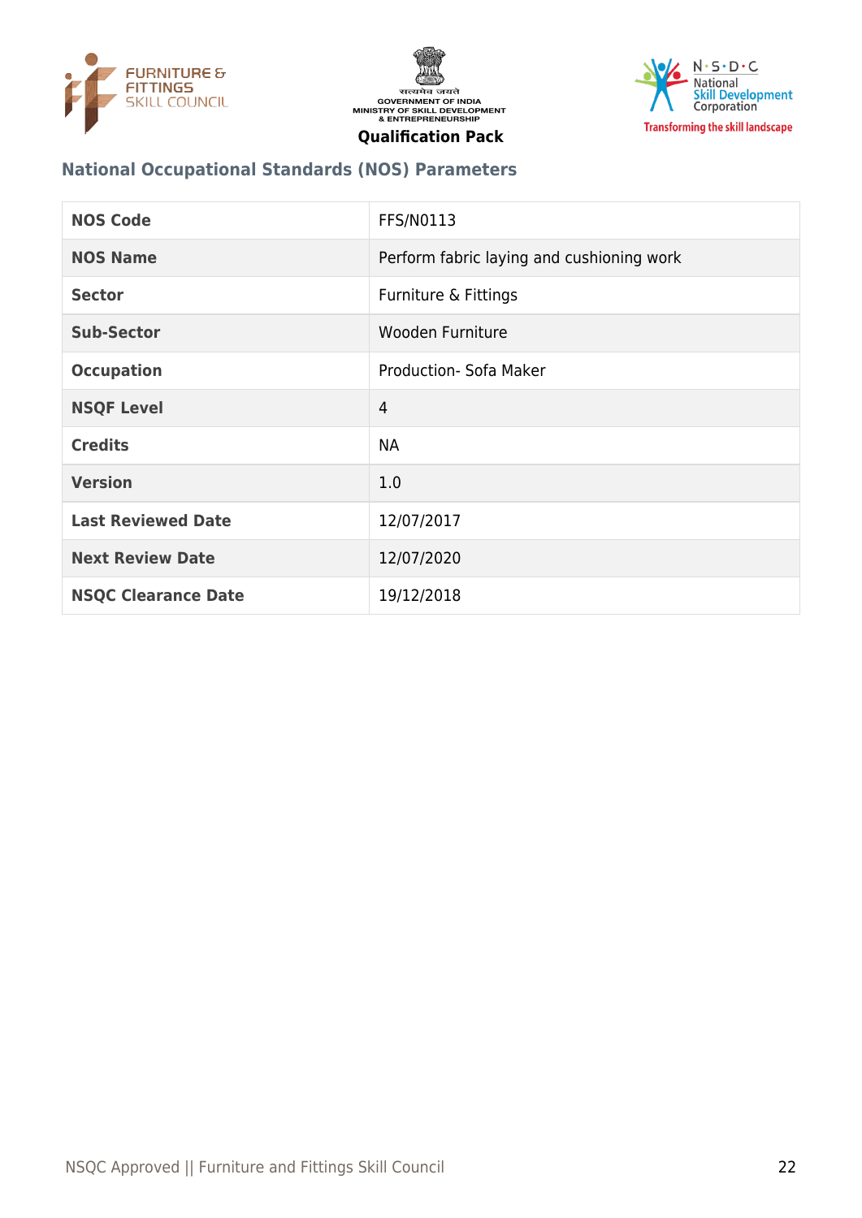## National Occupational Standards (NOS) Parameters

| | |
|---|---|
| **NOS Code** | FFS/N0113 |
| **NOS Name** | Perform fabric laying and cushioning work |
| **Sector** | Furniture & Fittings |
| **Sub-Sector** | Wooden Furniture |
| **Occupation** | Production- Sofa Maker |
| **NSQF Level** | 4 |
| **Credits** | NA |
| **Version** | 1.0 |
| **Last Reviewed Date** | 12/07/2017 |
| **Next Review Date** | 12/07/2020 |
| **NSQC Clearance Date** | 19/12/2018 |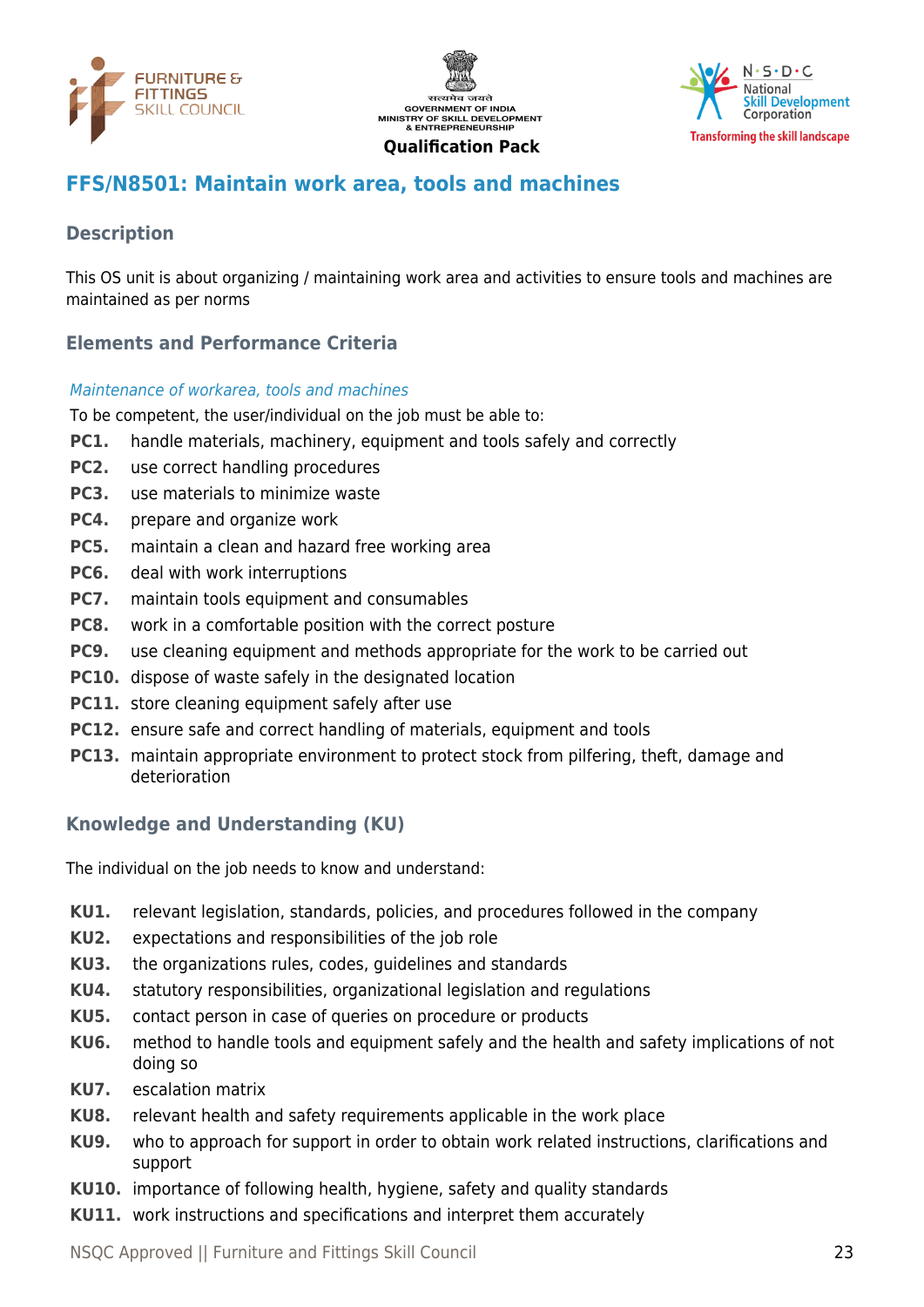## FFS/N8501: Maintain work area, tools and machines

### Description

This OS unit is about organizing / maintaining work area and activities to ensure tools and machines are maintained as per norms

### Elements and Performance Criteria

*Maintenance of workarea, tools and machines*

To be competent, the user/individual on the job must be able to:

- **PC1.** handle materials, machinery, equipment and tools safely and correctly
- **PC2.** use correct handling procedures
- **PC3.** use materials to minimize waste
- **PC4.** prepare and organize work
- **PC5.** maintain a clean and hazard free working area
- **PC6.** deal with work interruptions
- **PC7.** maintain tools equipment and consumables
- **PC8.** work in a comfortable position with the correct posture
- **PC9.** use cleaning equipment and methods appropriate for the work to be carried out
- **PC10.** dispose of waste safely in the designated location
- **PC11.** store cleaning equipment safely after use
- **PC12.** ensure safe and correct handling of materials, equipment and tools
- **PC13.** maintain appropriate environment to protect stock from pilfering, theft, damage and deterioration

### Knowledge and Understanding (KU)

The individual on the job needs to know and understand:

- **KU1.** relevant legislation, standards, policies, and procedures followed in the company
- **KU2.** expectations and responsibilities of the job role
- **KU3.** the organizations rules, codes, guidelines and standards
- **KU4.** statutory responsibilities, organizational legislation and regulations
- **KU5.** contact person in case of queries on procedure or products
- **KU6.** method to handle tools and equipment safely and the health and safety implications of not doing so
- **KU7.** escalation matrix
- **KU8.** relevant health and safety requirements applicable in the work place
- **KU9.** who to approach for support in order to obtain work related instructions, clarifications and support
- **KU10.** importance of following health, hygiene, safety and quality standards
- **KU11.** work instructions and specifications and interpret them accurately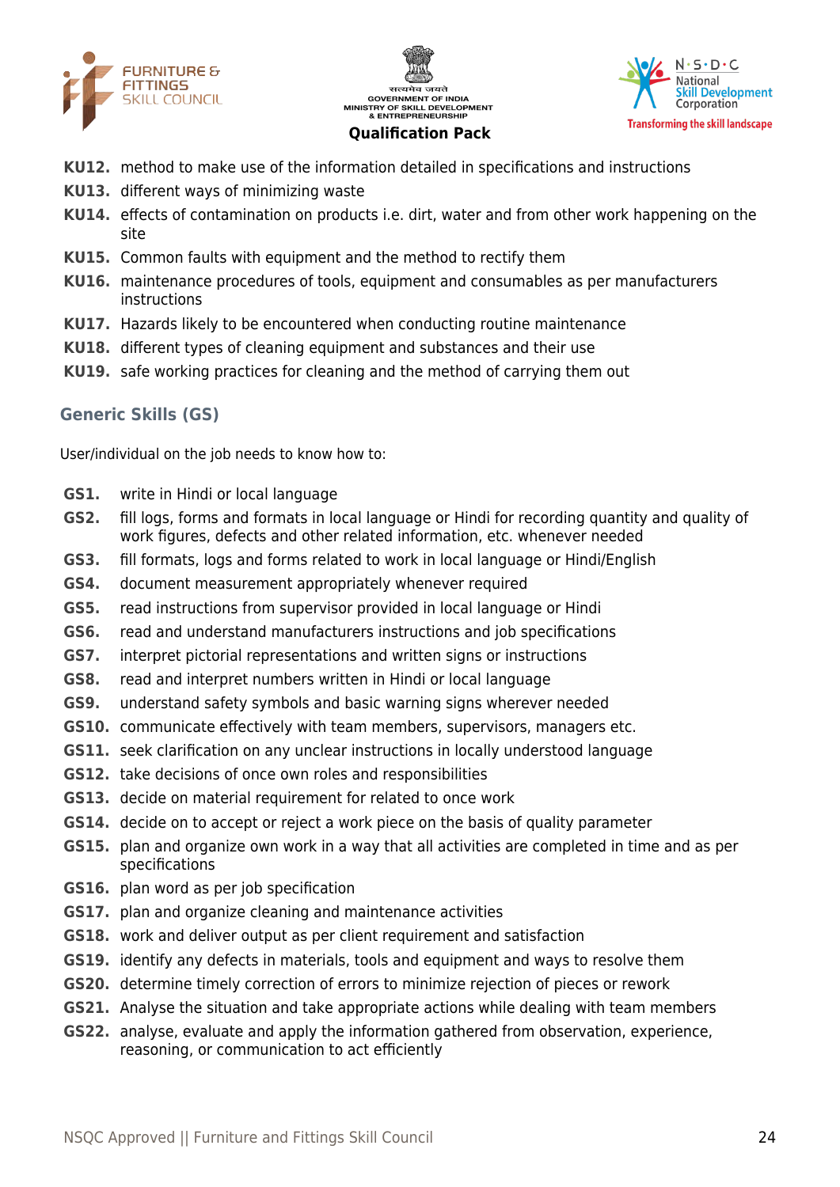**KU12.** method to make use of the information detailed in specifications and instructions

**KU13.** different ways of minimizing waste

**KU14.** effects of contamination on products i.e. dirt, water and from other work happening on the site

**KU15.** Common faults with equipment and the method to rectify them

**KU16.** maintenance procedures of tools, equipment and consumables as per manufacturers instructions

**KU17.** Hazards likely to be encountered when conducting routine maintenance

**KU18.** different types of cleaning equipment and substances and their use

**KU19.** safe working practices for cleaning and the method of carrying them out

## Generic Skills (GS)

User/individual on the job needs to know how to:

**GS1.** write in Hindi or local language

**GS2.** fill logs, forms and formats in local language or Hindi for recording quantity and quality of work figures, defects and other related information, etc. whenever needed

**GS3.** fill formats, logs and forms related to work in local language or Hindi/English

**GS4.** document measurement appropriately whenever required

**GS5.** read instructions from supervisor provided in local language or Hindi

**GS6.** read and understand manufacturers instructions and job specifications

**GS7.** interpret pictorial representations and written signs or instructions

**GS8.** read and interpret numbers written in Hindi or local language

**GS9.** understand safety symbols and basic warning signs wherever needed

**GS10.** communicate effectively with team members, supervisors, managers etc.

**GS11.** seek clarification on any unclear instructions in locally understood language

**GS12.** take decisions of once own roles and responsibilities

**GS13.** decide on material requirement for related to once work

**GS14.** decide on to accept or reject a work piece on the basis of quality parameter

**GS15.** plan and organize own work in a way that all activities are completed in time and as per specifications

**GS16.** plan word as per job specification

**GS17.** plan and organize cleaning and maintenance activities

**GS18.** work and deliver output as per client requirement and satisfaction

**GS19.** identify any defects in materials, tools and equipment and ways to resolve them

**GS20.** determine timely correction of errors to minimize rejection of pieces or rework

**GS21.** Analyse the situation and take appropriate actions while dealing with team members

**GS22.** analyse, evaluate and apply the information gathered from observation, experience, reasoning, or communication to act efficiently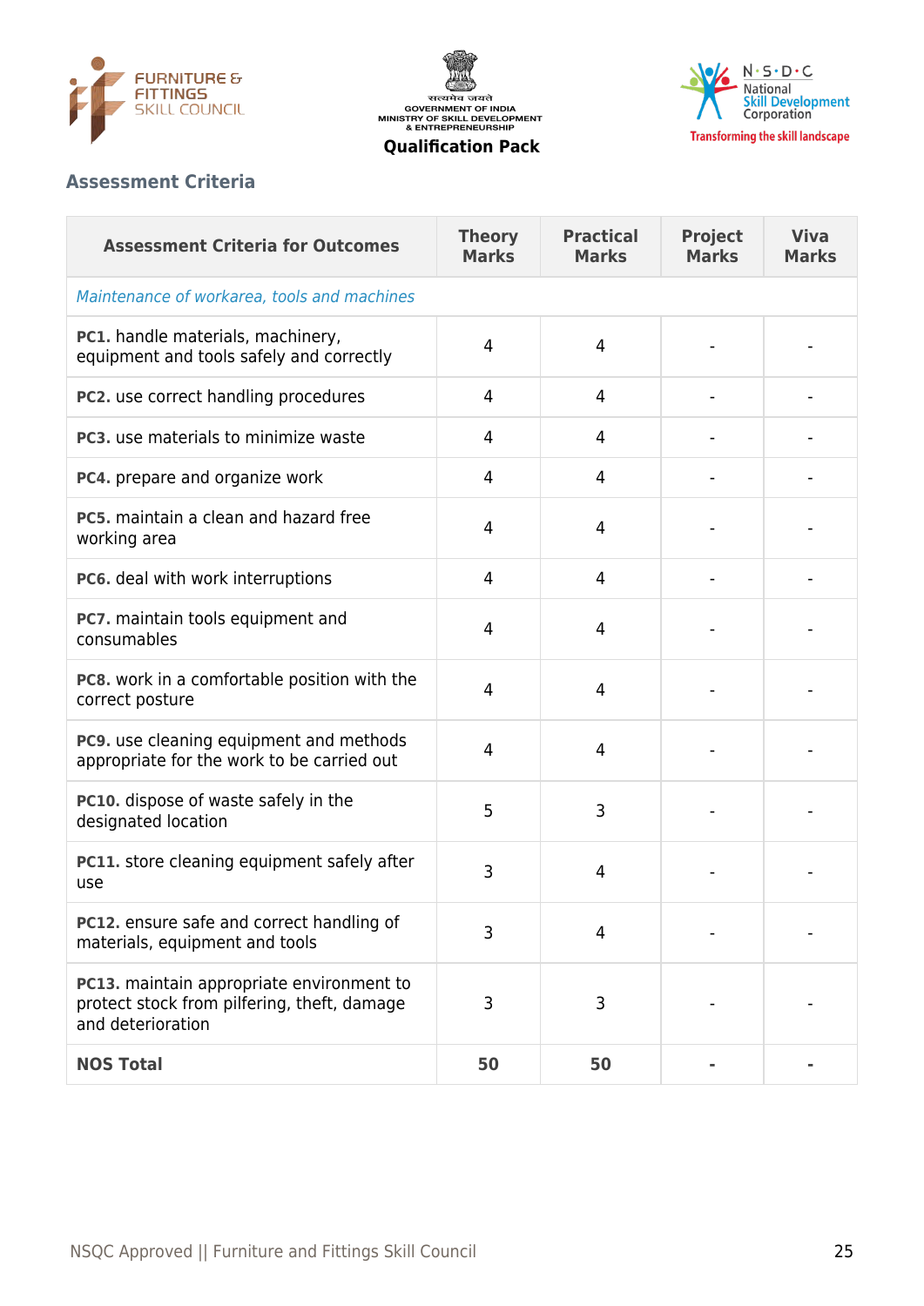## Assessment Criteria

| Assessment Criteria for Outcomes | Theory Marks | Practical Marks | Project Marks | Viva Marks |
|---|---|---|---|---|
| *Maintenance of workarea, tools and machines* | | | | |
| **PC1.** handle materials, machinery, equipment and tools safely and correctly | 4 | 4 | - | - |
| **PC2.** use correct handling procedures | 4 | 4 | - | - |
| **PC3.** use materials to minimize waste | 4 | 4 | - | - |
| **PC4.** prepare and organize work | 4 | 4 | - | - |
| **PC5.** maintain a clean and hazard free working area | 4 | 4 | - | - |
| **PC6.** deal with work interruptions | 4 | 4 | - | - |
| **PC7.** maintain tools equipment and consumables | 4 | 4 | - | - |
| **PC8.** work in a comfortable position with the correct posture | 4 | 4 | - | - |
| **PC9.** use cleaning equipment and methods appropriate for the work to be carried out | 4 | 4 | - | - |
| **PC10.** dispose of waste safely in the designated location | 5 | 3 | - | - |
| **PC11.** store cleaning equipment safely after use | 3 | 4 | - | - |
| **PC12.** ensure safe and correct handling of materials, equipment and tools | 3 | 4 | - | - |
| **PC13.** maintain appropriate environment to protect stock from pilfering, theft, damage and deterioration | 3 | 3 | - | - |
| **NOS Total** | **50** | **50** | **-** | **-** |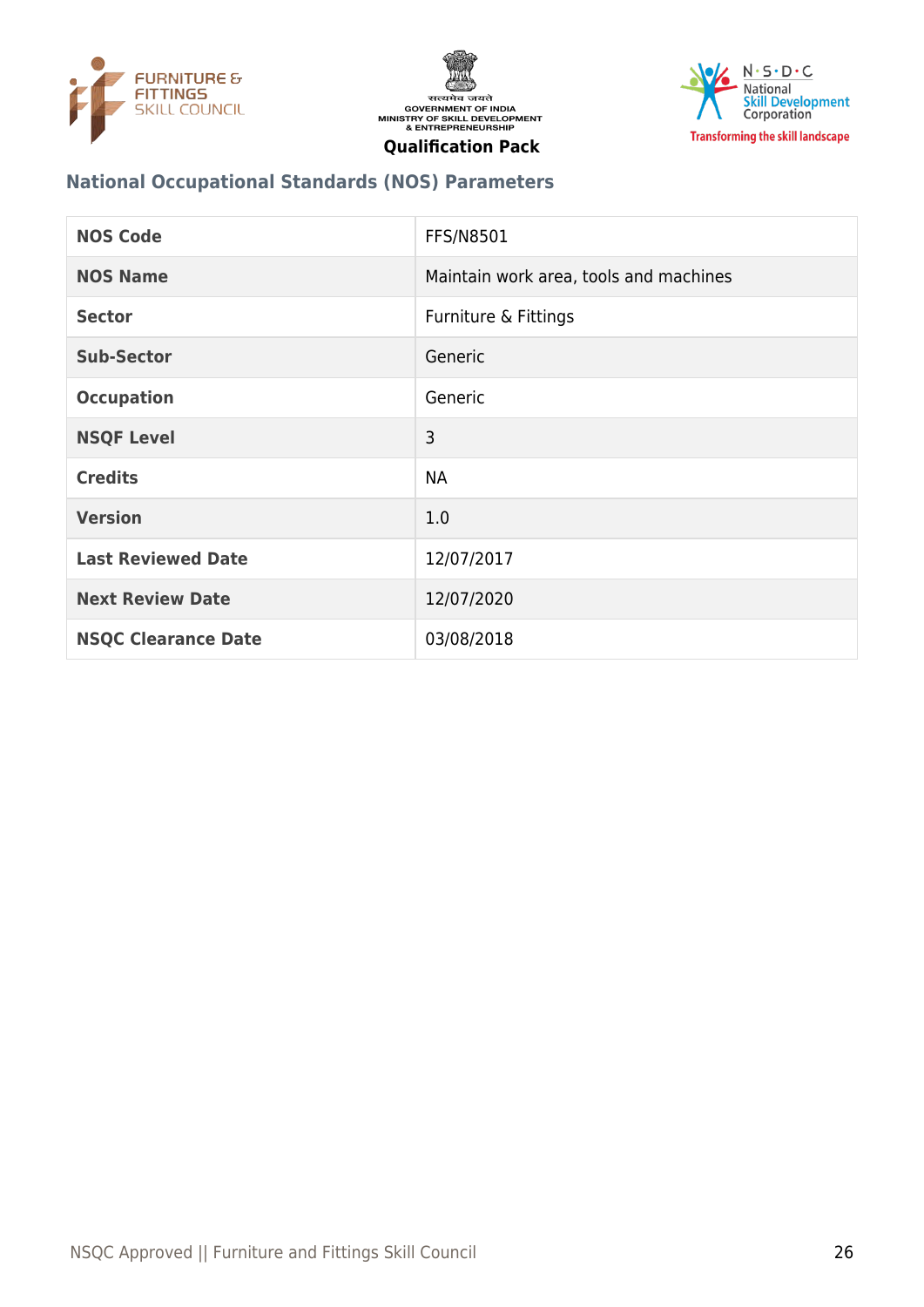## National Occupational Standards (NOS) Parameters

| NOS Code | FFS/N8501 |
|---|---|
| NOS Name | Maintain work area, tools and machines |
| Sector | Furniture & Fittings |
| Sub-Sector | Generic |
| Occupation | Generic |
| NSQF Level | 3 |
| Credits | NA |
| Version | 1.0 |
| Last Reviewed Date | 12/07/2017 |
| Next Review Date | 12/07/2020 |
| NSQC Clearance Date | 03/08/2018 |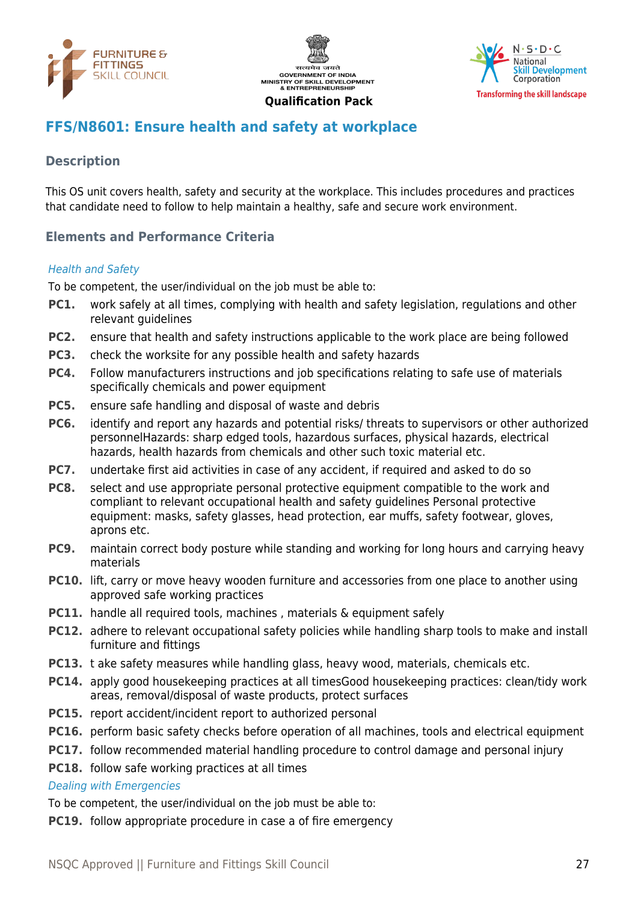## FFS/N8601: Ensure health and safety at workplace

### Description

This OS unit covers health, safety and security at the workplace. This includes procedures and practices that candidate need to follow to help maintain a healthy, safe and secure work environment.

### Elements and Performance Criteria

*Health and Safety*

To be competent, the user/individual on the job must be able to:

**PC1.** work safely at all times, complying with health and safety legislation, regulations and other relevant guidelines

**PC2.** ensure that health and safety instructions applicable to the work place are being followed

**PC3.** check the worksite for any possible health and safety hazards

**PC4.** Follow manufacturers instructions and job specifications relating to safe use of materials specifically chemicals and power equipment

**PC5.** ensure safe handling and disposal of waste and debris

**PC6.** identify and report any hazards and potential risks/ threats to supervisors or other authorized personnelHazards: sharp edged tools, hazardous surfaces, physical hazards, electrical hazards, health hazards from chemicals and other such toxic material etc.

**PC7.** undertake first aid activities in case of any accident, if required and asked to do so

**PC8.** select and use appropriate personal protective equipment compatible to the work and compliant to relevant occupational health and safety guidelines Personal protective equipment: masks, safety glasses, head protection, ear muffs, safety footwear, gloves, aprons etc.

**PC9.** maintain correct body posture while standing and working for long hours and carrying heavy materials

**PC10.** lift, carry or move heavy wooden furniture and accessories from one place to another using approved safe working practices

**PC11.** handle all required tools, machines , materials & equipment safely

**PC12.** adhere to relevant occupational safety policies while handling sharp tools to make and install furniture and fittings

**PC13.** t ake safety measures while handling glass, heavy wood, materials, chemicals etc.

**PC14.** apply good housekeeping practices at all timesGood housekeeping practices: clean/tidy work areas, removal/disposal of waste products, protect surfaces

**PC15.** report accident/incident report to authorized personal

**PC16.** perform basic safety checks before operation of all machines, tools and electrical equipment

**PC17.** follow recommended material handling procedure to control damage and personal injury

**PC18.** follow safe working practices at all times

*Dealing with Emergencies*

To be competent, the user/individual on the job must be able to:

**PC19.** follow appropriate procedure in case a of fire emergency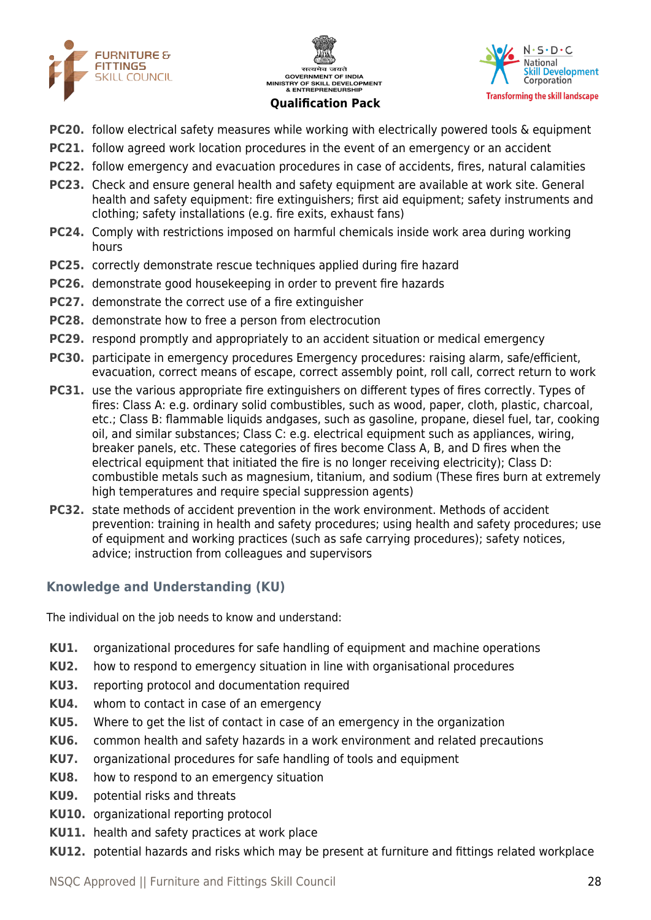**PC20.** follow electrical safety measures while working with electrically powered tools & equipment

**PC21.** follow agreed work location procedures in the event of an emergency or an accident

**PC22.** follow emergency and evacuation procedures in case of accidents, fires, natural calamities

**PC23.** Check and ensure general health and safety equipment are available at work site. General health and safety equipment: fire extinguishers; first aid equipment; safety instruments and clothing; safety installations (e.g. fire exits, exhaust fans)

**PC24.** Comply with restrictions imposed on harmful chemicals inside work area during working hours

**PC25.** correctly demonstrate rescue techniques applied during fire hazard

**PC26.** demonstrate good housekeeping in order to prevent fire hazards

**PC27.** demonstrate the correct use of a fire extinguisher

**PC28.** demonstrate how to free a person from electrocution

**PC29.** respond promptly and appropriately to an accident situation or medical emergency

**PC30.** participate in emergency procedures Emergency procedures: raising alarm, safe/efficient, evacuation, correct means of escape, correct assembly point, roll call, correct return to work

**PC31.** use the various appropriate fire extinguishers on different types of fires correctly. Types of fires: Class A: e.g. ordinary solid combustibles, such as wood, paper, cloth, plastic, charcoal, etc.; Class B: flammable liquids andgases, such as gasoline, propane, diesel fuel, tar, cooking oil, and similar substances; Class C: e.g. electrical equipment such as appliances, wiring, breaker panels, etc. These categories of fires become Class A, B, and D fires when the electrical equipment that initiated the fire is no longer receiving electricity); Class D: combustible metals such as magnesium, titanium, and sodium (These fires burn at extremely high temperatures and require special suppression agents)

**PC32.** state methods of accident prevention in the work environment. Methods of accident prevention: training in health and safety procedures; using health and safety procedures; use of equipment and working practices (such as safe carrying procedures); safety notices, advice; instruction from colleagues and supervisors

## Knowledge and Understanding (KU)

The individual on the job needs to know and understand:

**KU1.** organizational procedures for safe handling of equipment and machine operations

**KU2.** how to respond to emergency situation in line with organisational procedures

**KU3.** reporting protocol and documentation required

**KU4.** whom to contact in case of an emergency

**KU5.** Where to get the list of contact in case of an emergency in the organization

**KU6.** common health and safety hazards in a work environment and related precautions

**KU7.** organizational procedures for safe handling of tools and equipment

**KU8.** how to respond to an emergency situation

**KU9.** potential risks and threats

**KU10.** organizational reporting protocol

**KU11.** health and safety practices at work place

**KU12.** potential hazards and risks which may be present at furniture and fittings related workplace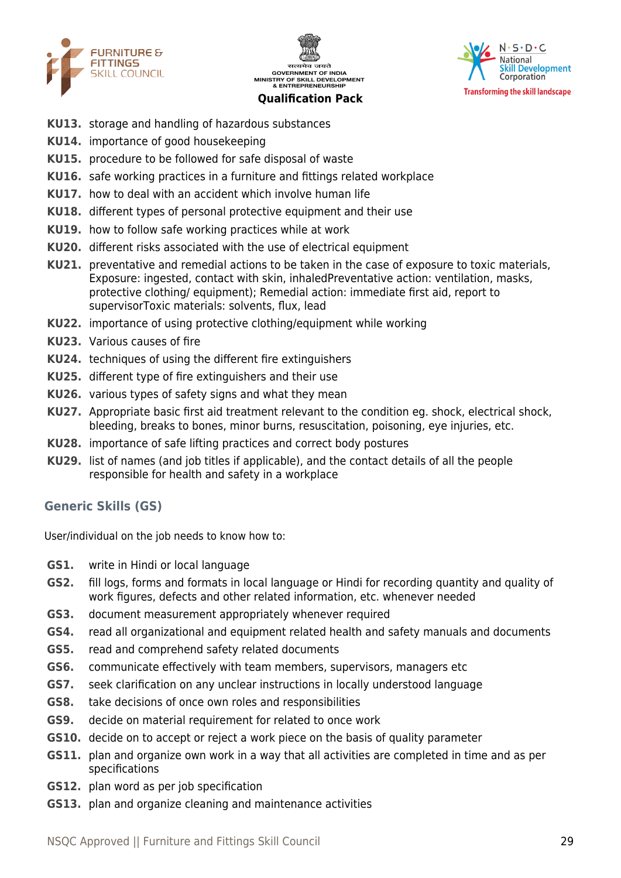**KU13.** storage and handling of hazardous substances

**KU14.** importance of good housekeeping

**KU15.** procedure to be followed for safe disposal of waste

**KU16.** safe working practices in a furniture and fittings related workplace

**KU17.** how to deal with an accident which involve human life

**KU18.** different types of personal protective equipment and their use

**KU19.** how to follow safe working practices while at work

**KU20.** different risks associated with the use of electrical equipment

**KU21.** preventative and remedial actions to be taken in the case of exposure to toxic materials, Exposure: ingested, contact with skin, inhaledPreventative action: ventilation, masks, protective clothing/ equipment); Remedial action: immediate first aid, report to supervisorToxic materials: solvents, flux, lead

**KU22.** importance of using protective clothing/equipment while working

**KU23.** Various causes of fire

**KU24.** techniques of using the different fire extinguishers

**KU25.** different type of fire extinguishers and their use

**KU26.** various types of safety signs and what they mean

**KU27.** Appropriate basic first aid treatment relevant to the condition eg. shock, electrical shock, bleeding, breaks to bones, minor burns, resuscitation, poisoning, eye injuries, etc.

**KU28.** importance of safe lifting practices and correct body postures

**KU29.** list of names (and job titles if applicable), and the contact details of all the people responsible for health and safety in a workplace

## Generic Skills (GS)

User/individual on the job needs to know how to:

**GS1.** write in Hindi or local language

**GS2.** fill logs, forms and formats in local language or Hindi for recording quantity and quality of work figures, defects and other related information, etc. whenever needed

**GS3.** document measurement appropriately whenever required

**GS4.** read all organizational and equipment related health and safety manuals and documents

**GS5.** read and comprehend safety related documents

**GS6.** communicate effectively with team members, supervisors, managers etc

**GS7.** seek clarification on any unclear instructions in locally understood language

**GS8.** take decisions of once own roles and responsibilities

**GS9.** decide on material requirement for related to once work

**GS10.** decide on to accept or reject a work piece on the basis of quality parameter

**GS11.** plan and organize own work in a way that all activities are completed in time and as per specifications

**GS12.** plan word as per job specification

**GS13.** plan and organize cleaning and maintenance activities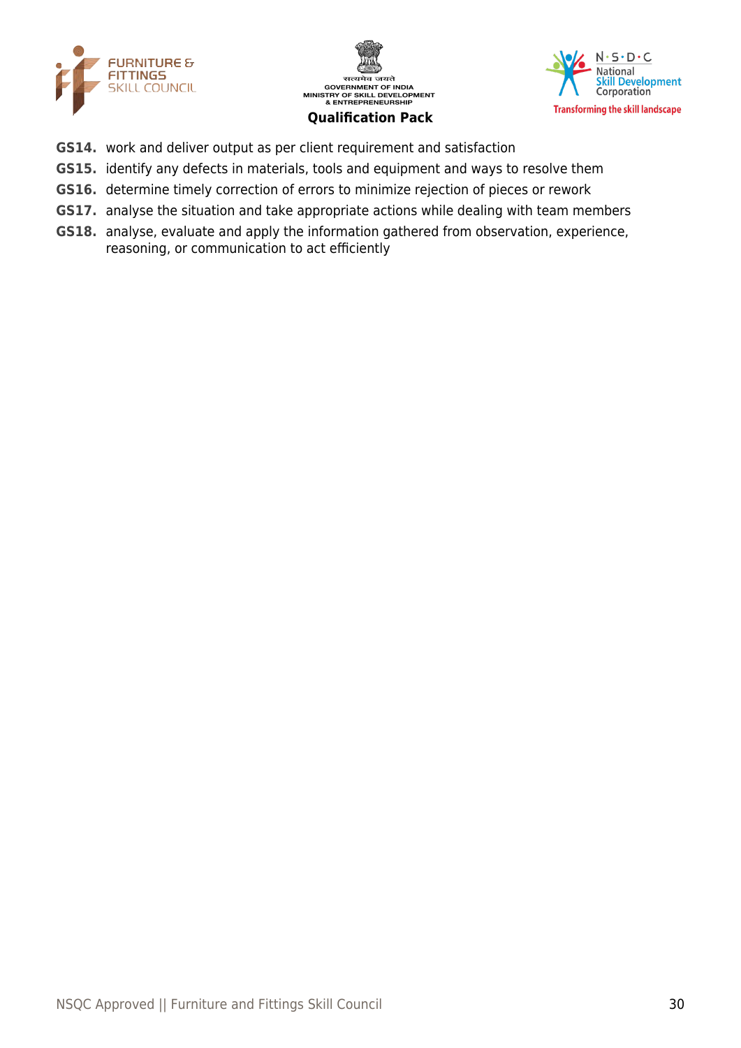**GS14.** work and deliver output as per client requirement and satisfaction

**GS15.** identify any defects in materials, tools and equipment and ways to resolve them

**GS16.** determine timely correction of errors to minimize rejection of pieces or rework

**GS17.** analyse the situation and take appropriate actions while dealing with team members

**GS18.** analyse, evaluate and apply the information gathered from observation, experience, reasoning, or communication to act efficiently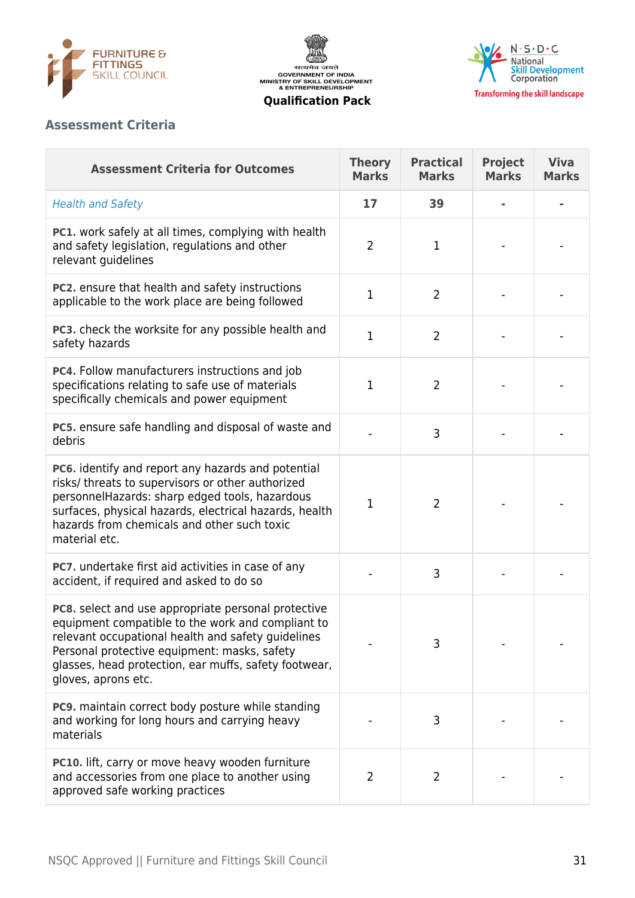## Assessment Criteria

| Assessment Criteria for Outcomes | Theory Marks | Practical Marks | Project Marks | Viva Marks |
|---|---|---|---|---|
| *Health and Safety* | **17** | **39** | **-** | **-** |
| **PC1.** work safely at all times, complying with health and safety legislation, regulations and other relevant guidelines | 2 | 1 | - | - |
| **PC2.** ensure that health and safety instructions applicable to the work place are being followed | 1 | 2 | - | - |
| **PC3.** check the worksite for any possible health and safety hazards | 1 | 2 | - | - |
| **PC4.** Follow manufacturers instructions and job specifications relating to safe use of materials specifically chemicals and power equipment | 1 | 2 | - | - |
| **PC5.** ensure safe handling and disposal of waste and debris | - | 3 | - | - |
| **PC6.** identify and report any hazards and potential risks/ threats to supervisors or other authorized personnelHazards: sharp edged tools, hazardous surfaces, physical hazards, electrical hazards, health hazards from chemicals and other such toxic material etc. | 1 | 2 | - | - |
| **PC7.** undertake first aid activities in case of any accident, if required and asked to do so | - | 3 | - | - |
| **PC8.** select and use appropriate personal protective equipment compatible to the work and compliant to relevant occupational health and safety guidelines Personal protective equipment: masks, safety glasses, head protection, ear muffs, safety footwear, gloves, aprons etc. | - | 3 | - | - |
| **PC9.** maintain correct body posture while standing and working for long hours and carrying heavy materials | - | 3 | - | - |
| **PC10.** lift, carry or move heavy wooden furniture and accessories from one place to another using approved safe working practices | 2 | 2 | - | - |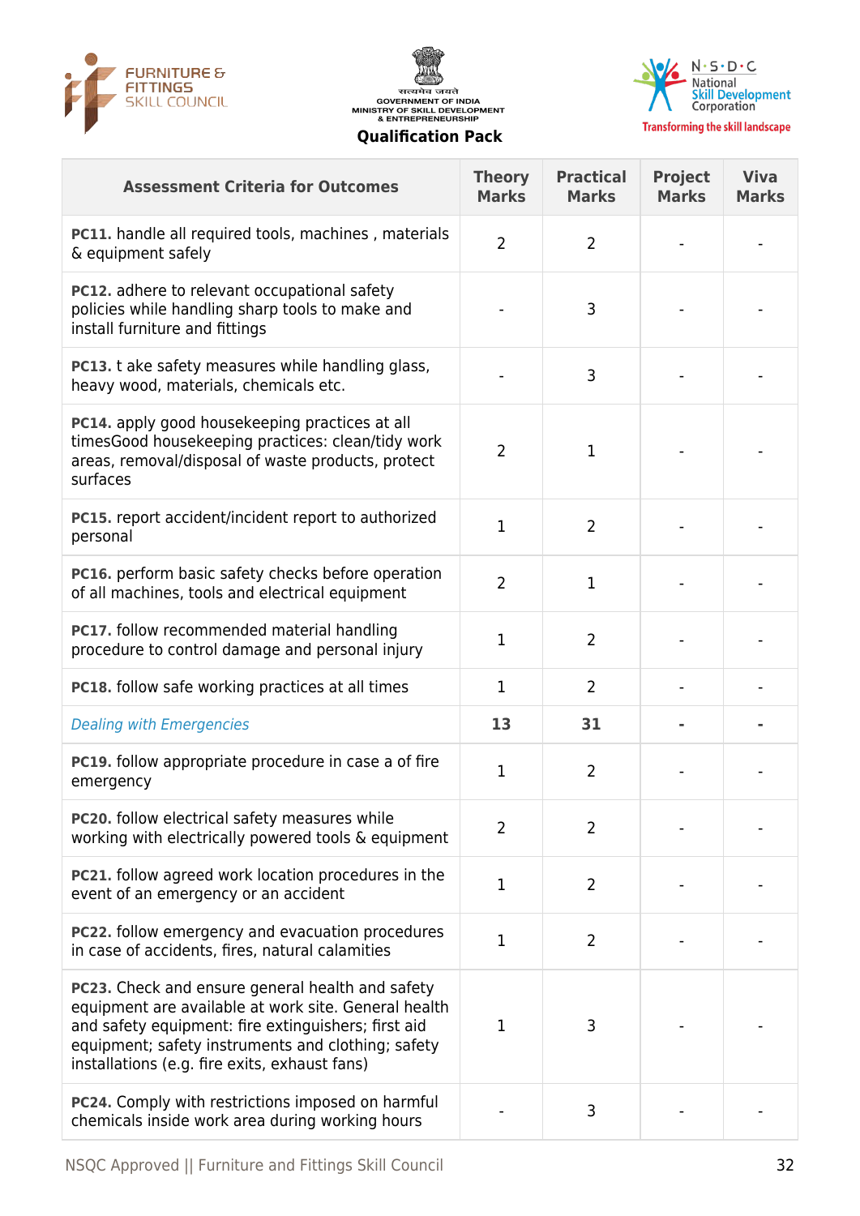| Assessment Criteria for Outcomes | Theory Marks | Practical Marks | Project Marks | Viva Marks |
|---|---|---|---|---|
| **PC11.** handle all required tools, machines , materials & equipment safely | 2 | 2 | - | - |
| **PC12.** adhere to relevant occupational safety policies while handling sharp tools to make and install furniture and fittings | - | 3 | - | - |
| **PC13.** t ake safety measures while handling glass, heavy wood, materials, chemicals etc. | - | 3 | - | - |
| **PC14.** apply good housekeeping practices at all timesGood housekeeping practices: clean/tidy work areas, removal/disposal of waste products, protect surfaces | 2 | 1 | - | - |
| **PC15.** report accident/incident report to authorized personal | 1 | 2 | - | - |
| **PC16.** perform basic safety checks before operation of all machines, tools and electrical equipment | 2 | 1 | - | - |
| **PC17.** follow recommended material handling procedure to control damage and personal injury | 1 | 2 | - | - |
| **PC18.** follow safe working practices at all times | 1 | 2 | - | - |
| *Dealing with Emergencies* | **13** | **31** | **-** | **-** |
| **PC19.** follow appropriate procedure in case a of fire emergency | 1 | 2 | - | - |
| **PC20.** follow electrical safety measures while working with electrically powered tools & equipment | 2 | 2 | - | - |
| **PC21.** follow agreed work location procedures in the event of an emergency or an accident | 1 | 2 | - | - |
| **PC22.** follow emergency and evacuation procedures in case of accidents, fires, natural calamities | 1 | 2 | - | - |
| **PC23.** Check and ensure general health and safety equipment are available at work site. General health and safety equipment: fire extinguishers; first aid equipment; safety instruments and clothing; safety installations (e.g. fire exits, exhaust fans) | 1 | 3 | - | - |
| **PC24.** Comply with restrictions imposed on harmful chemicals inside work area during working hours | - | 3 | - | - |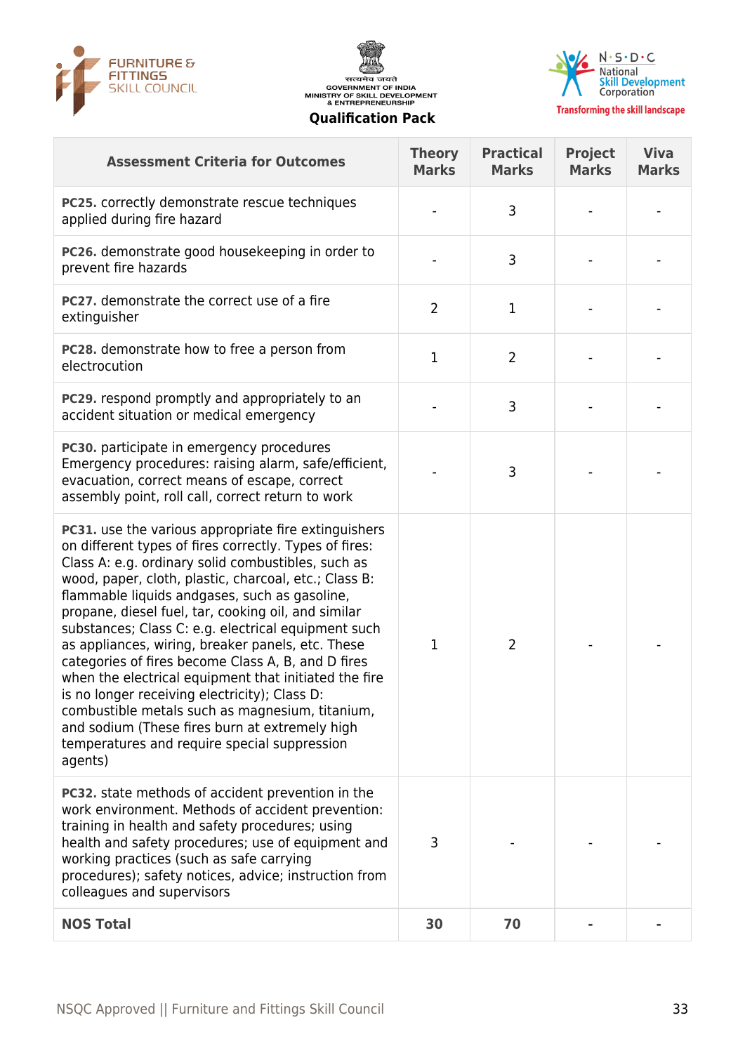| Assessment Criteria for Outcomes | Theory Marks | Practical Marks | Project Marks | Viva Marks |
|---|---|---|---|---|
| **PC25.** correctly demonstrate rescue techniques applied during fire hazard | - | 3 | - | - |
| **PC26.** demonstrate good housekeeping in order to prevent fire hazards | - | 3 | - | - |
| **PC27.** demonstrate the correct use of a fire extinguisher | 2 | 1 | - | - |
| **PC28.** demonstrate how to free a person from electrocution | 1 | 2 | - | - |
| **PC29.** respond promptly and appropriately to an accident situation or medical emergency | - | 3 | - | - |
| **PC30.** participate in emergency procedures Emergency procedures: raising alarm, safe/efficient, evacuation, correct means of escape, correct assembly point, roll call, correct return to work | - | 3 | - | - |
| **PC31.** use the various appropriate fire extinguishers on different types of fires correctly. Types of fires: Class A: e.g. ordinary solid combustibles, such as wood, paper, cloth, plastic, charcoal, etc.; Class B: flammable liquids andgases, such as gasoline, propane, diesel fuel, tar, cooking oil, and similar substances; Class C: e.g. electrical equipment such as appliances, wiring, breaker panels, etc. These categories of fires become Class A, B, and D fires when the electrical equipment that initiated the fire is no longer receiving electricity); Class D: combustible metals such as magnesium, titanium, and sodium (These fires burn at extremely high temperatures and require special suppression agents) | 1 | 2 | - | - |
| **PC32.** state methods of accident prevention in the work environment. Methods of accident prevention: training in health and safety procedures; using health and safety procedures; use of equipment and working practices (such as safe carrying procedures); safety notices, advice; instruction from colleagues and supervisors | 3 | - | - | - |
| **NOS Total** | **30** | **70** | **-** | **-** |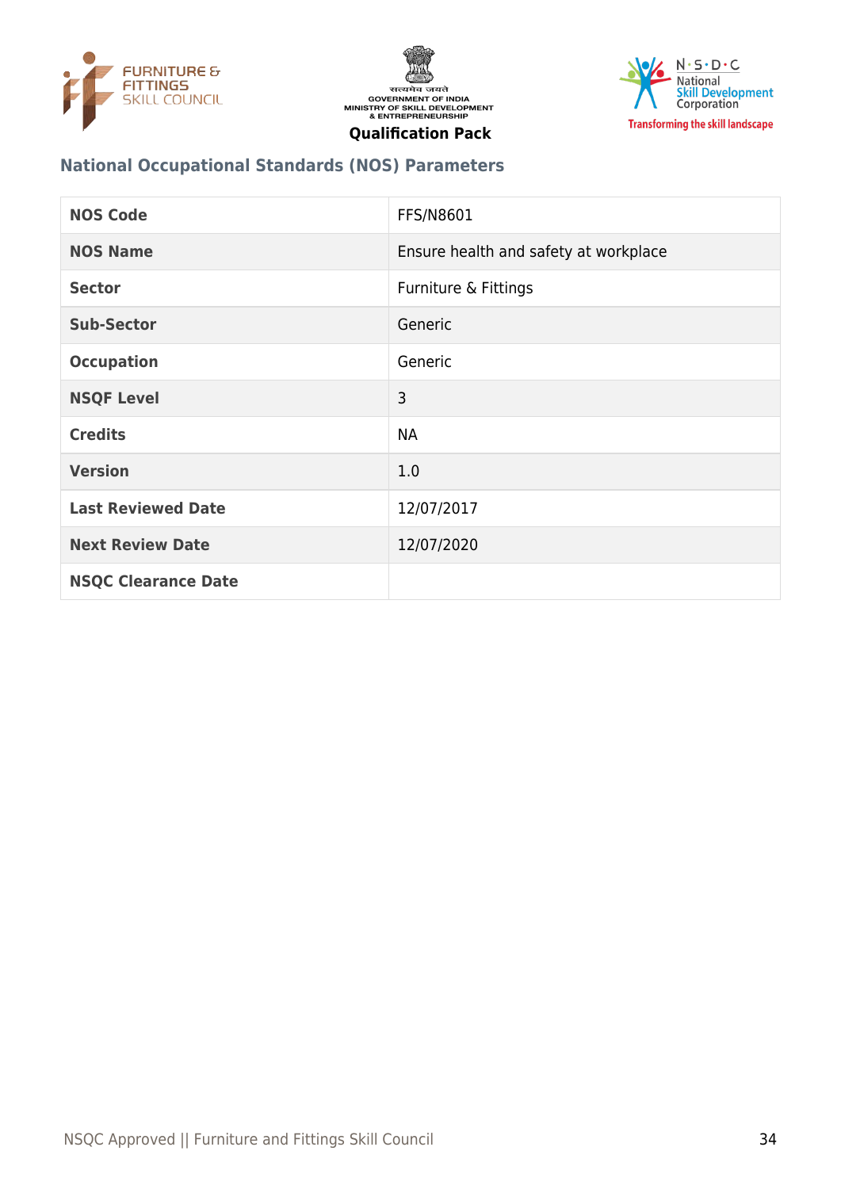## National Occupational Standards (NOS) Parameters

| NOS Code | FFS/N8601 |
|---|---|
| NOS Name | Ensure health and safety at workplace |
| Sector | Furniture & Fittings |
| Sub-Sector | Generic |
| Occupation | Generic |
| NSQF Level | 3 |
| Credits | NA |
| Version | 1.0 |
| Last Reviewed Date | 12/07/2017 |
| Next Review Date | 12/07/2020 |
| NSQC Clearance Date | |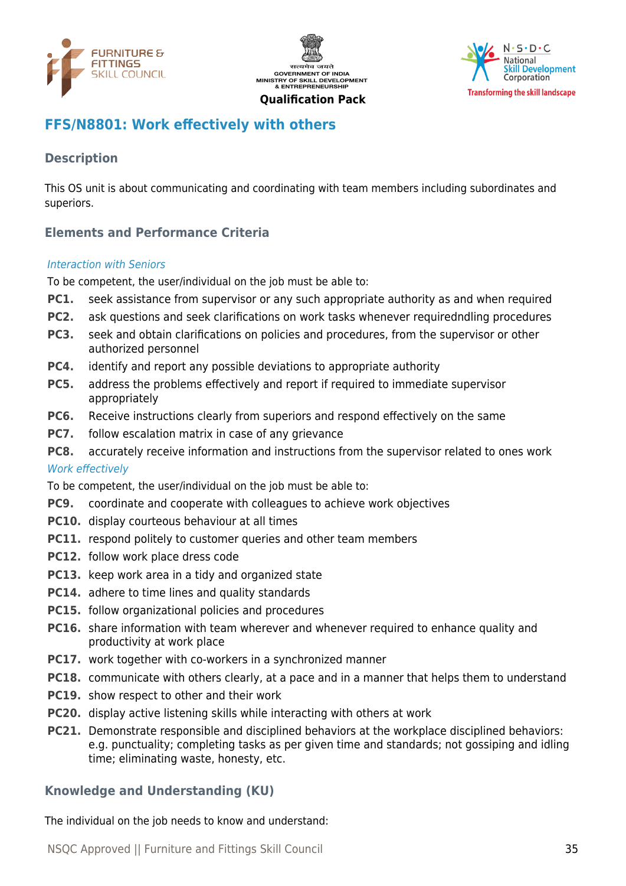## FFS/N8801: Work effectively with others

### Description

This OS unit is about communicating and coordinating with team members including subordinates and superiors.

### Elements and Performance Criteria

*Interaction with Seniors*

To be competent, the user/individual on the job must be able to:

**PC1.** seek assistance from supervisor or any such appropriate authority as and when required

**PC2.** ask questions and seek clarifications on work tasks whenever requiredndling procedures

**PC3.** seek and obtain clarifications on policies and procedures, from the supervisor or other authorized personnel

**PC4.** identify and report any possible deviations to appropriate authority

**PC5.** address the problems effectively and report if required to immediate supervisor appropriately

**PC6.** Receive instructions clearly from superiors and respond effectively on the same

**PC7.** follow escalation matrix in case of any grievance

**PC8.** accurately receive information and instructions from the supervisor related to ones work

*Work effectively*

To be competent, the user/individual on the job must be able to:

**PC9.** coordinate and cooperate with colleagues to achieve work objectives

**PC10.** display courteous behaviour at all times

**PC11.** respond politely to customer queries and other team members

**PC12.** follow work place dress code

**PC13.** keep work area in a tidy and organized state

**PC14.** adhere to time lines and quality standards

**PC15.** follow organizational policies and procedures

**PC16.** share information with team wherever and whenever required to enhance quality and productivity at work place

**PC17.** work together with co-workers in a synchronized manner

**PC18.** communicate with others clearly, at a pace and in a manner that helps them to understand

**PC19.** show respect to other and their work

**PC20.** display active listening skills while interacting with others at work

**PC21.** Demonstrate responsible and disciplined behaviors at the workplace disciplined behaviors: e.g. punctuality; completing tasks as per given time and standards; not gossiping and idling time; eliminating waste, honesty, etc.

### Knowledge and Understanding (KU)

The individual on the job needs to know and understand: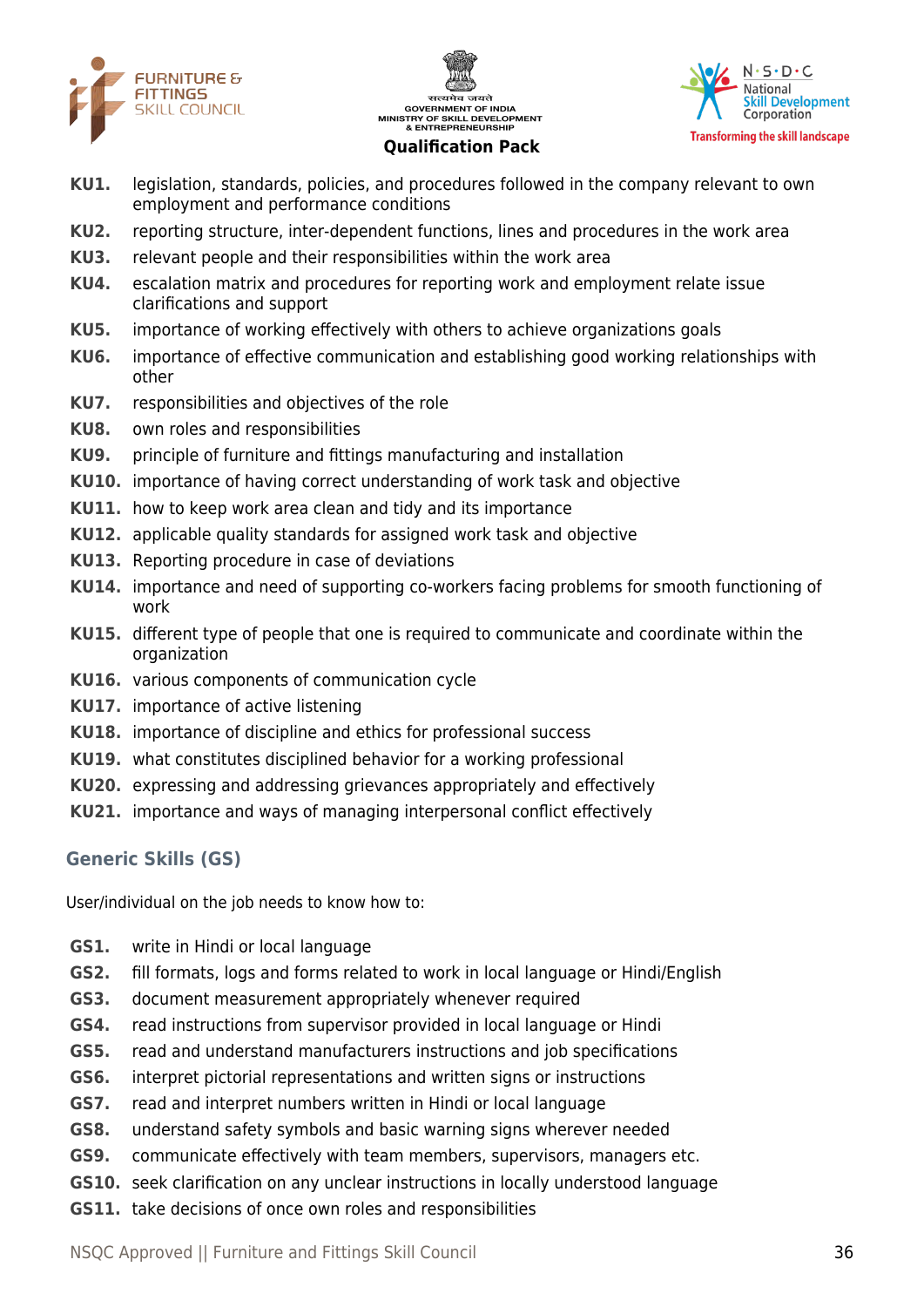**KU1.** legislation, standards, policies, and procedures followed in the company relevant to own employment and performance conditions

**KU2.** reporting structure, inter-dependent functions, lines and procedures in the work area

**KU3.** relevant people and their responsibilities within the work area

**KU4.** escalation matrix and procedures for reporting work and employment relate issue clarifications and support

**KU5.** importance of working effectively with others to achieve organizations goals

**KU6.** importance of effective communication and establishing good working relationships with other

**KU7.** responsibilities and objectives of the role

**KU8.** own roles and responsibilities

**KU9.** principle of furniture and fittings manufacturing and installation

**KU10.** importance of having correct understanding of work task and objective

**KU11.** how to keep work area clean and tidy and its importance

**KU12.** applicable quality standards for assigned work task and objective

**KU13.** Reporting procedure in case of deviations

**KU14.** importance and need of supporting co-workers facing problems for smooth functioning of work

**KU15.** different type of people that one is required to communicate and coordinate within the organization

**KU16.** various components of communication cycle

**KU17.** importance of active listening

**KU18.** importance of discipline and ethics for professional success

**KU19.** what constitutes disciplined behavior for a working professional

**KU20.** expressing and addressing grievances appropriately and effectively

**KU21.** importance and ways of managing interpersonal conflict effectively

## Generic Skills (GS)

User/individual on the job needs to know how to:

**GS1.** write in Hindi or local language

**GS2.** fill formats, logs and forms related to work in local language or Hindi/English

**GS3.** document measurement appropriately whenever required

**GS4.** read instructions from supervisor provided in local language or Hindi

**GS5.** read and understand manufacturers instructions and job specifications

**GS6.** interpret pictorial representations and written signs or instructions

**GS7.** read and interpret numbers written in Hindi or local language

**GS8.** understand safety symbols and basic warning signs wherever needed

**GS9.** communicate effectively with team members, supervisors, managers etc.

**GS10.** seek clarification on any unclear instructions in locally understood language

**GS11.** take decisions of once own roles and responsibilities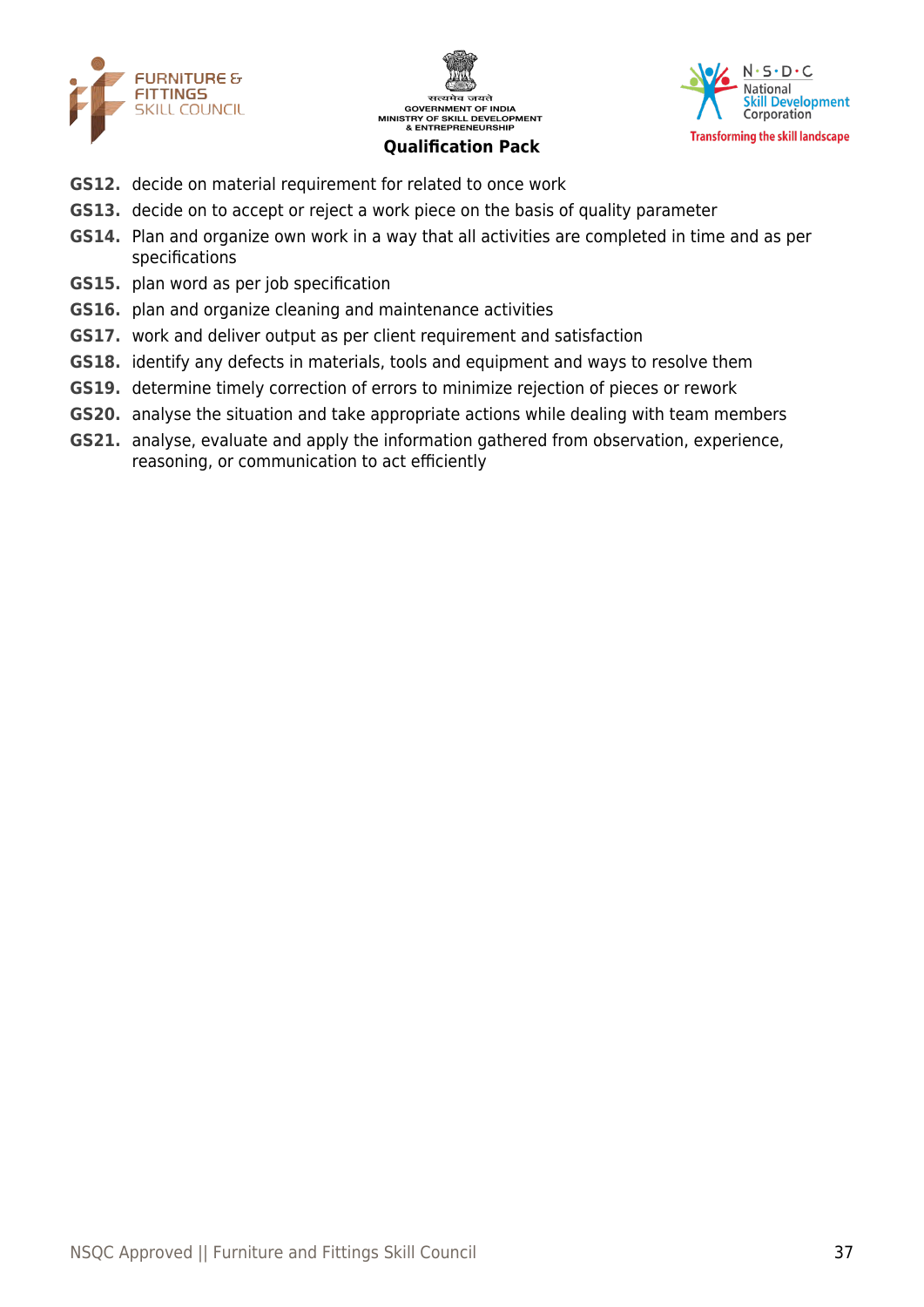**GS12.** decide on material requirement for related to once work

**GS13.** decide on to accept or reject a work piece on the basis of quality parameter

**GS14.** Plan and organize own work in a way that all activities are completed in time and as per specifications

**GS15.** plan word as per job specification

**GS16.** plan and organize cleaning and maintenance activities

**GS17.** work and deliver output as per client requirement and satisfaction

**GS18.** identify any defects in materials, tools and equipment and ways to resolve them

**GS19.** determine timely correction of errors to minimize rejection of pieces or rework

**GS20.** analyse the situation and take appropriate actions while dealing with team members

**GS21.** analyse, evaluate and apply the information gathered from observation, experience, reasoning, or communication to act efficiently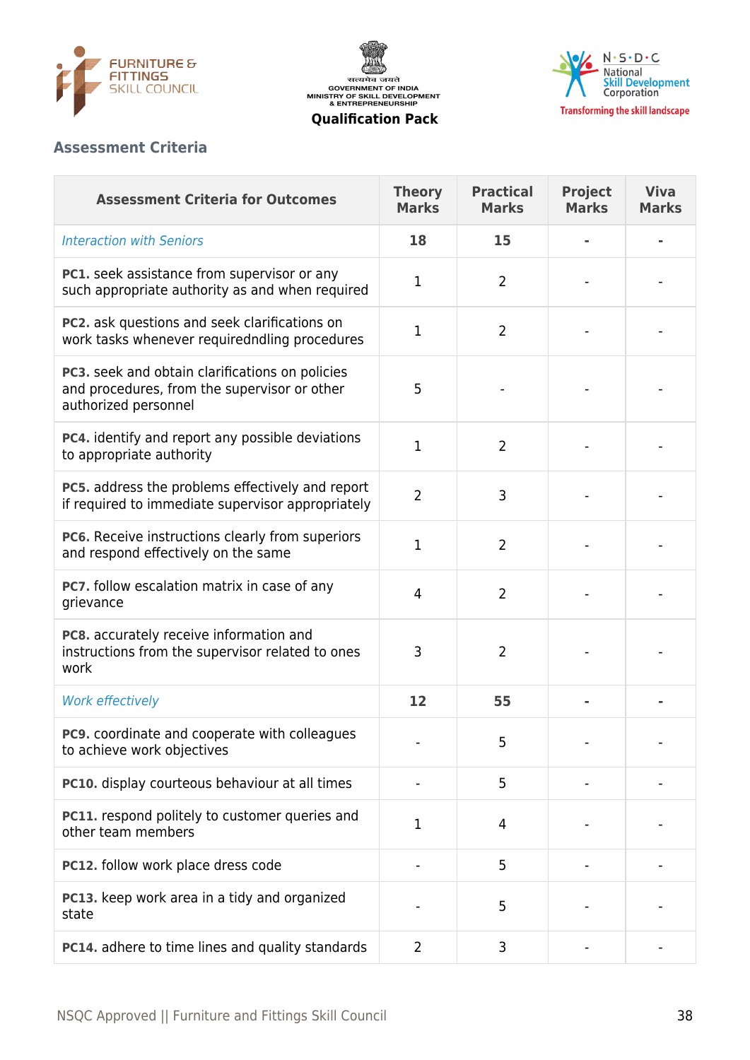## Assessment Criteria

| Assessment Criteria for Outcomes | Theory Marks | Practical Marks | Project Marks | Viva Marks |
|---|---|---|---|---|
| *Interaction with Seniors* | **18** | **15** | **-** | **-** |
| **PC1.** seek assistance from supervisor or any such appropriate authority as and when required | 1 | 2 | - | - |
| **PC2.** ask questions and seek clarifications on work tasks whenever requiredndling procedures | 1 | 2 | - | - |
| **PC3.** seek and obtain clarifications on policies and procedures, from the supervisor or other authorized personnel | 5 | - | - | - |
| **PC4.** identify and report any possible deviations to appropriate authority | 1 | 2 | - | - |
| **PC5.** address the problems effectively and report if required to immediate supervisor appropriately | 2 | 3 | - | - |
| **PC6.** Receive instructions clearly from superiors and respond effectively on the same | 1 | 2 | - | - |
| **PC7.** follow escalation matrix in case of any grievance | 4 | 2 | - | - |
| **PC8.** accurately receive information and instructions from the supervisor related to ones work | 3 | 2 | - | - |
| *Work effectively* | **12** | **55** | **-** | **-** |
| **PC9.** coordinate and cooperate with colleagues to achieve work objectives | - | 5 | - | - |
| **PC10.** display courteous behaviour at all times | - | 5 | - | - |
| **PC11.** respond politely to customer queries and other team members | 1 | 4 | - | - |
| **PC12.** follow work place dress code | - | 5 | - | - |
| **PC13.** keep work area in a tidy and organized state | - | 5 | - | - |
| **PC14.** adhere to time lines and quality standards | 2 | 3 | - | - |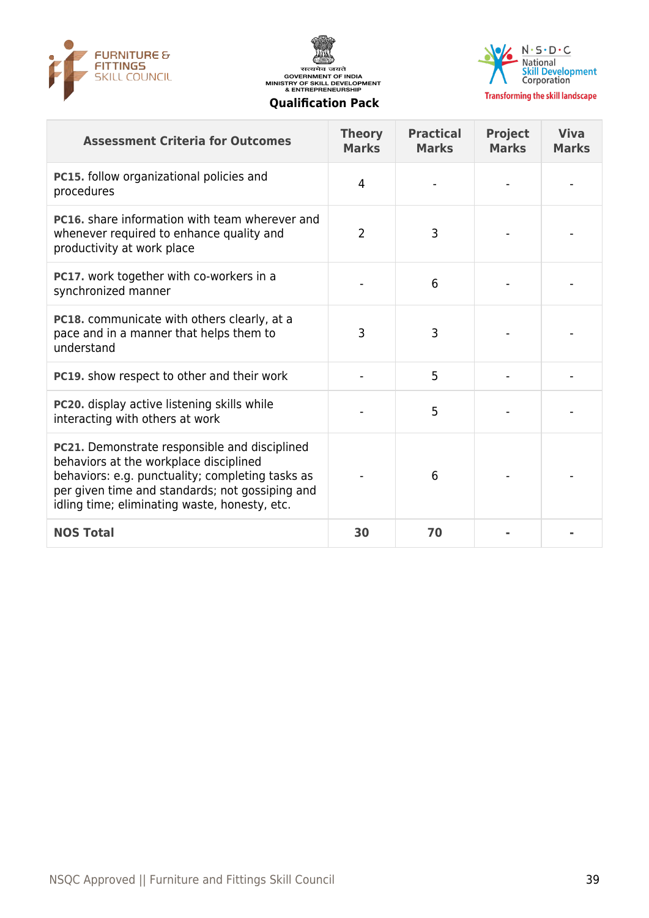| Assessment Criteria for Outcomes | Theory Marks | Practical Marks | Project Marks | Viva Marks |
|---|---|---|---|---|
| **PC15.** follow organizational policies and procedures | 4 | - | - | - |
| **PC16.** share information with team wherever and whenever required to enhance quality and productivity at work place | 2 | 3 | - | - |
| **PC17.** work together with co-workers in a synchronized manner | - | 6 | - | - |
| **PC18.** communicate with others clearly, at a pace and in a manner that helps them to understand | 3 | 3 | - | - |
| **PC19.** show respect to other and their work | - | 5 | - | - |
| **PC20.** display active listening skills while interacting with others at work | - | 5 | - | - |
| **PC21.** Demonstrate responsible and disciplined behaviors at the workplace disciplined behaviors: e.g. punctuality; completing tasks as per given time and standards; not gossiping and idling time; eliminating waste, honesty, etc. | - | 6 | - | - |
| **NOS Total** | **30** | **70** | **-** | **-** |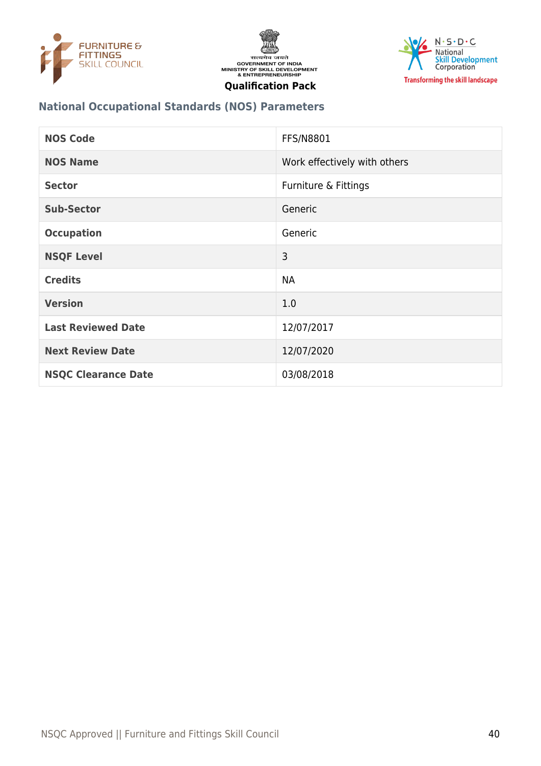## National Occupational Standards (NOS) Parameters

| NOS Code | FFS/N8801 |
|---|---|
| NOS Name | Work effectively with others |
| Sector | Furniture & Fittings |
| Sub-Sector | Generic |
| Occupation | Generic |
| NSQF Level | 3 |
| Credits | NA |
| Version | 1.0 |
| Last Reviewed Date | 12/07/2017 |
| Next Review Date | 12/07/2020 |
| NSQC Clearance Date | 03/08/2018 |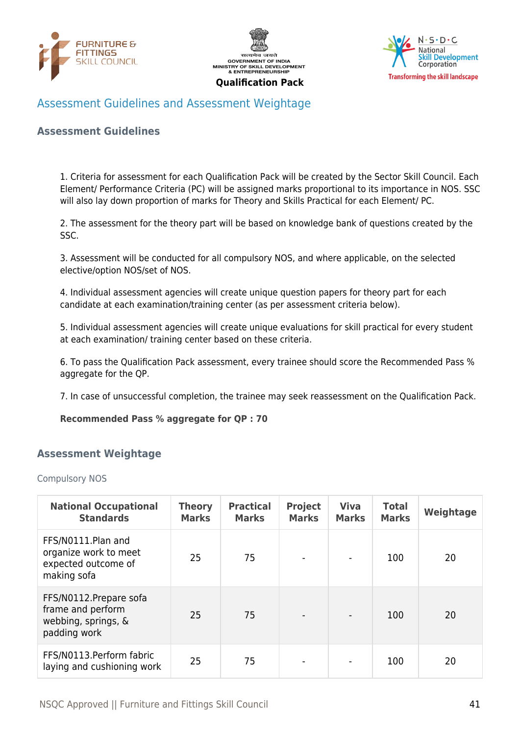## Assessment Guidelines and Assessment Weightage

### Assessment Guidelines

1. Criteria for assessment for each Qualification Pack will be created by the Sector Skill Council. Each Element/ Performance Criteria (PC) will be assigned marks proportional to its importance in NOS. SSC will also lay down proportion of marks for Theory and Skills Practical for each Element/ PC.

2. The assessment for the theory part will be based on knowledge bank of questions created by the SSC.

3. Assessment will be conducted for all compulsory NOS, and where applicable, on the selected elective/option NOS/set of NOS.

4. Individual assessment agencies will create unique question papers for theory part for each candidate at each examination/training center (as per assessment criteria below).

5. Individual assessment agencies will create unique evaluations for skill practical for every student at each examination/ training center based on these criteria.

6. To pass the Qualification Pack assessment, every trainee should score the Recommended Pass % aggregate for the QP.

7. In case of unsuccessful completion, the trainee may seek reassessment on the Qualification Pack.

**Recommended Pass % aggregate for QP : 70**

### Assessment Weightage

Compulsory NOS

| National Occupational Standards | Theory Marks | Practical Marks | Project Marks | Viva Marks | Total Marks | Weightage |
|---|---|---|---|---|---|---|
| FFS/N0111.Plan and organize work to meet expected outcome of making sofa | 25 | 75 | - | - | 100 | 20 |
| FFS/N0112.Prepare sofa frame and perform webbing, springs, & padding work | 25 | 75 | - | - | 100 | 20 |
| FFS/N0113.Perform fabric laying and cushioning work | 25 | 75 | - | - | 100 | 20 |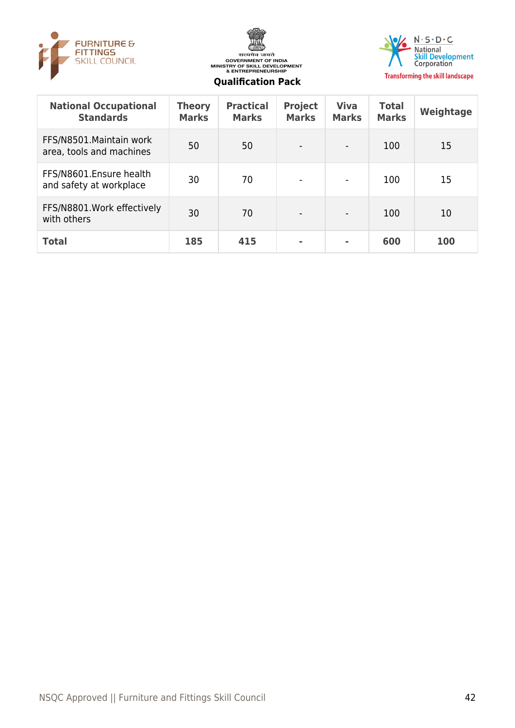| National Occupational Standards | Theory Marks | Practical Marks | Project Marks | Viva Marks | Total Marks | Weightage |
|---|---|---|---|---|---|---|
| FFS/N8501.Maintain work area, tools and machines | 50 | 50 | - | - | 100 | 15 |
| FFS/N8601.Ensure health and safety at workplace | 30 | 70 | - | - | 100 | 15 |
| FFS/N8801.Work effectively with others | 30 | 70 | - | - | 100 | 10 |
| **Total** | **185** | **415** | **-** | **-** | **600** | **100** |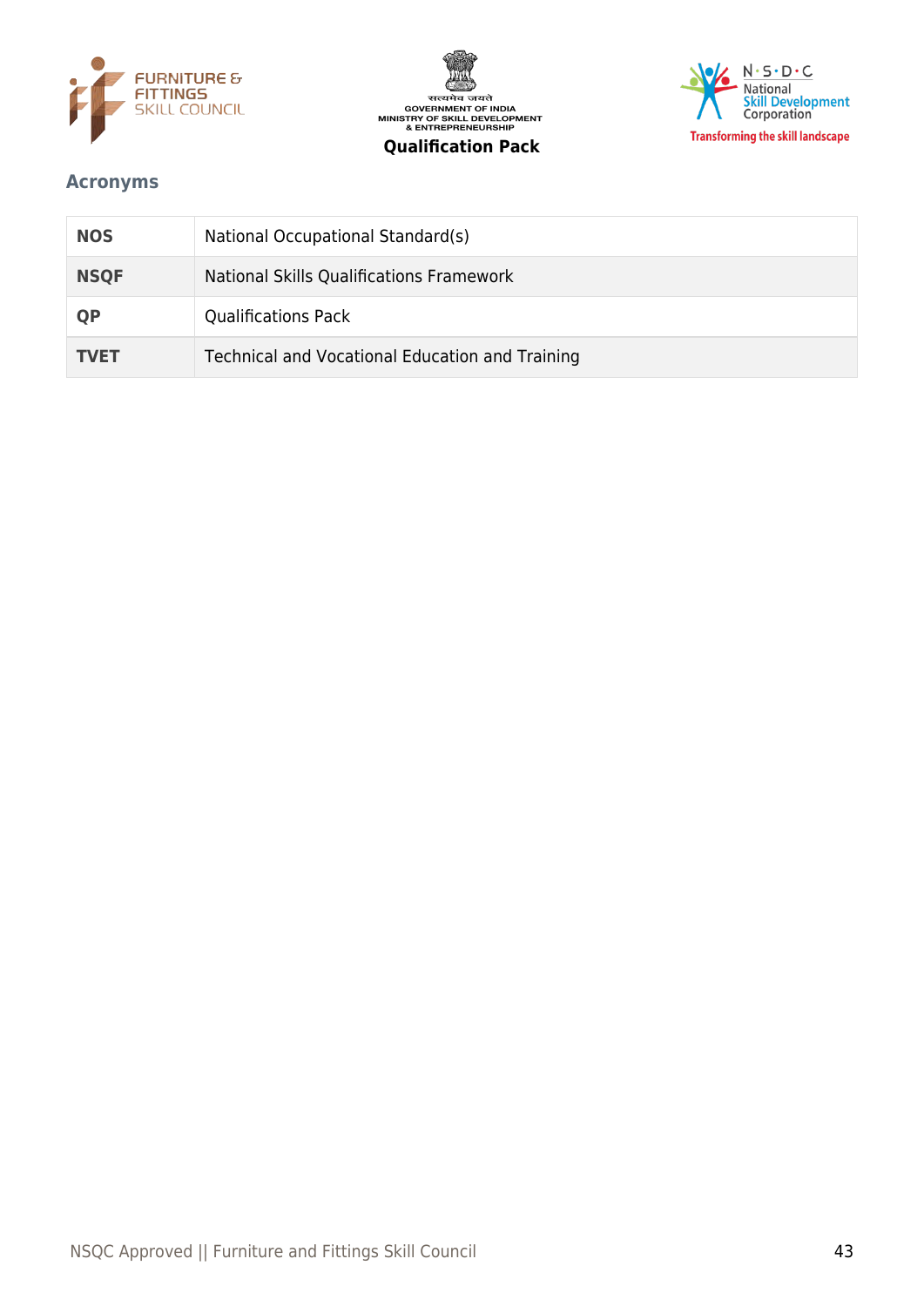## Acronyms

| | |
|---|---|
| **NOS** | National Occupational Standard(s) |
| **NSQF** | National Skills Qualifications Framework |
| **QP** | Qualifications Pack |
| **TVET** | Technical and Vocational Education and Training |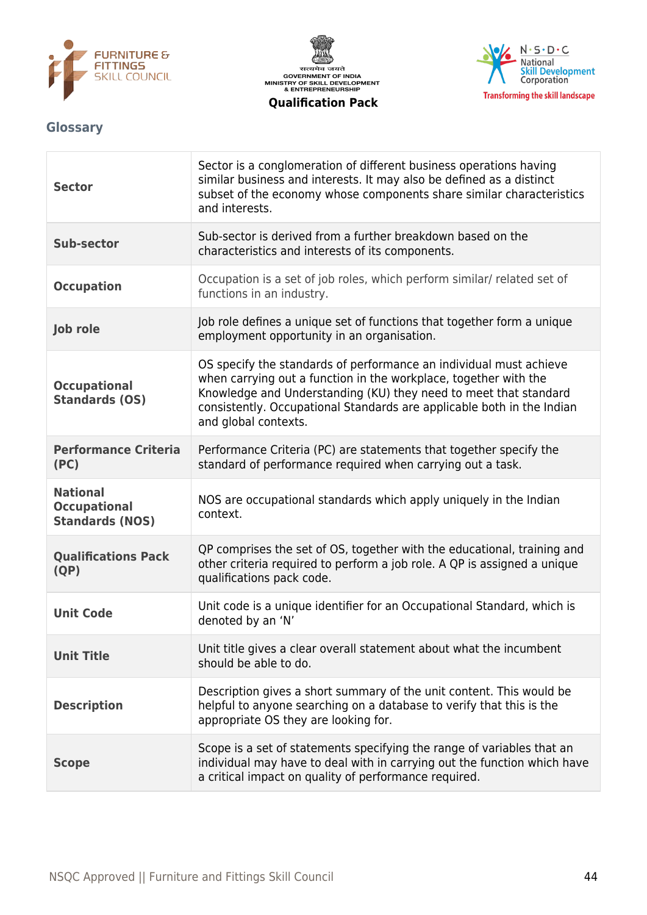## Glossary

| | |
|---|---|
| **Sector** | Sector is a conglomeration of different business operations having similar business and interests. It may also be defined as a distinct subset of the economy whose components share similar characteristics and interests. |
| **Sub-sector** | Sub-sector is derived from a further breakdown based on the characteristics and interests of its components. |
| **Occupation** | Occupation is a set of job roles, which perform similar/ related set of functions in an industry. |
| **Job role** | Job role defines a unique set of functions that together form a unique employment opportunity in an organisation. |
| **Occupational Standards (OS)** | OS specify the standards of performance an individual must achieve when carrying out a function in the workplace, together with the Knowledge and Understanding (KU) they need to meet that standard consistently. Occupational Standards are applicable both in the Indian and global contexts. |
| **Performance Criteria (PC)** | Performance Criteria (PC) are statements that together specify the standard of performance required when carrying out a task. |
| **National Occupational Standards (NOS)** | NOS are occupational standards which apply uniquely in the Indian context. |
| **Qualifications Pack (QP)** | QP comprises the set of OS, together with the educational, training and other criteria required to perform a job role. A QP is assigned a unique qualifications pack code. |
| **Unit Code** | Unit code is a unique identifier for an Occupational Standard, which is denoted by an 'N' |
| **Unit Title** | Unit title gives a clear overall statement about what the incumbent should be able to do. |
| **Description** | Description gives a short summary of the unit content. This would be helpful to anyone searching on a database to verify that this is the appropriate OS they are looking for. |
| **Scope** | Scope is a set of statements specifying the range of variables that an individual may have to deal with in carrying out the function which have a critical impact on quality of performance required. |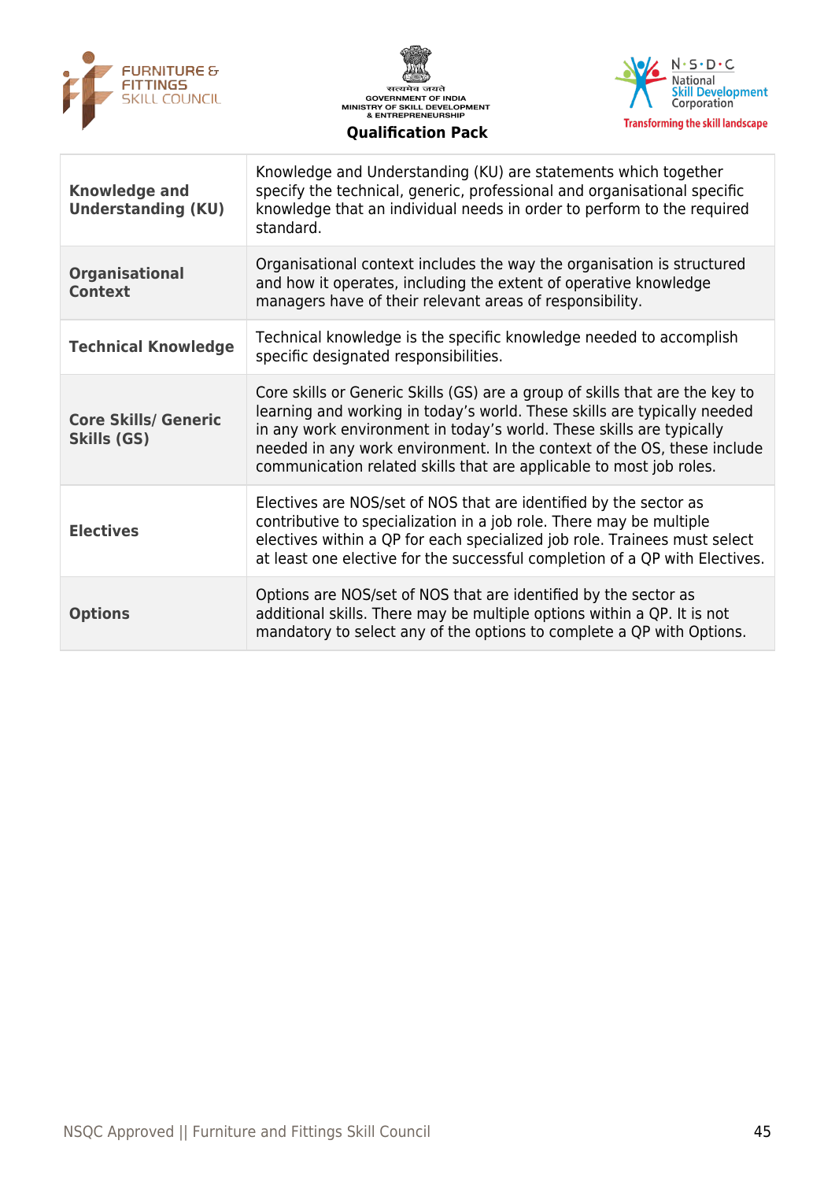| | |
|---|---|
| **Knowledge and Understanding (KU)** | Knowledge and Understanding (KU) are statements which together specify the technical, generic, professional and organisational specific knowledge that an individual needs in order to perform to the required standard. |
| **Organisational Context** | Organisational context includes the way the organisation is structured and how it operates, including the extent of operative knowledge managers have of their relevant areas of responsibility. |
| **Technical Knowledge** | Technical knowledge is the specific knowledge needed to accomplish specific designated responsibilities. |
| **Core Skills/ Generic Skills (GS)** | Core skills or Generic Skills (GS) are a group of skills that are the key to learning and working in today's world. These skills are typically needed in any work environment in today's world. These skills are typically needed in any work environment. In the context of the OS, these include communication related skills that are applicable to most job roles. |
| **Electives** | Electives are NOS/set of NOS that are identified by the sector as contributive to specialization in a job role. There may be multiple electives within a QP for each specialized job role. Trainees must select at least one elective for the successful completion of a QP with Electives. |
| **Options** | Options are NOS/set of NOS that are identified by the sector as additional skills. There may be multiple options within a QP. It is not mandatory to select any of the options to complete a QP with Options. |